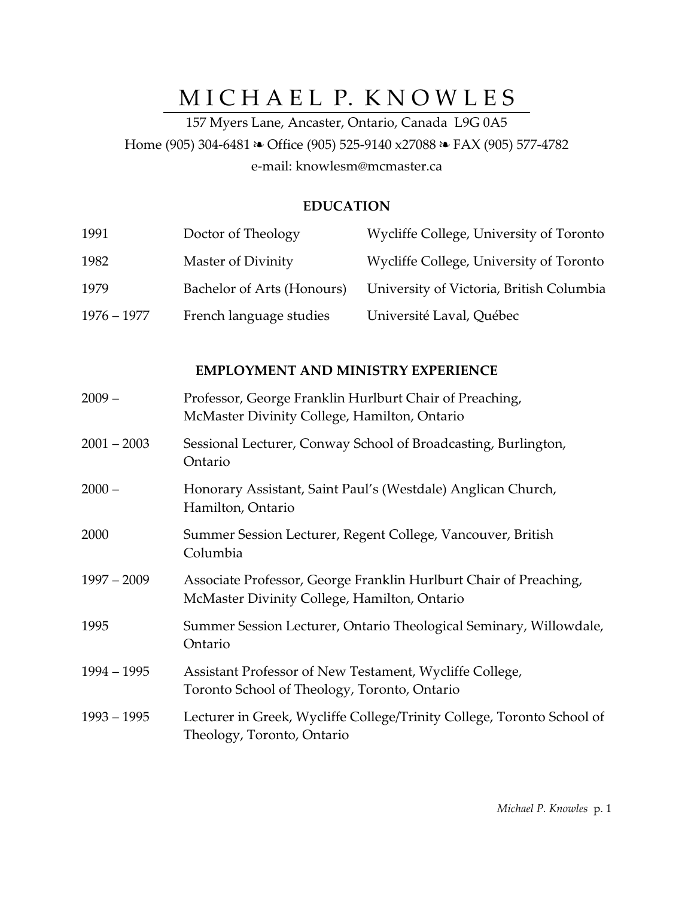# MICHAEL P. KNOWLES

157 Myers Lane, Ancaster, Ontario, Canada L9G 0A5

Home (905) 304-6481 ❧ Office (905) 525-9140 x27088 ❧ FAX (905) 577-4782

e-mail: knowlesm@mcmaster.ca

## EDUCATION

| | | |
|---|---|---|
| 1991 | Doctor of Theology | Wycliffe College, University of Toronto |
| 1982 | Master of Divinity | Wycliffe College, University of Toronto |
| 1979 | Bachelor of Arts (Honours) | University of Victoria, British Columbia |
| 1976 – 1977 | French language studies | Université Laval, Québec |

## EMPLOYMENT AND MINISTRY EXPERIENCE

| | |
|---|---|
| 2009 – | Professor, George Franklin Hurlburt Chair of Preaching, McMaster Divinity College, Hamilton, Ontario |
| 2001 – 2003 | Sessional Lecturer, Conway School of Broadcasting, Burlington, Ontario |
| 2000 – | Honorary Assistant, Saint Paul's (Westdale) Anglican Church, Hamilton, Ontario |
| 2000 | Summer Session Lecturer, Regent College, Vancouver, British Columbia |
| 1997 – 2009 | Associate Professor, George Franklin Hurlburt Chair of Preaching, McMaster Divinity College, Hamilton, Ontario |
| 1995 | Summer Session Lecturer, Ontario Theological Seminary, Willowdale, Ontario |
| 1994 – 1995 | Assistant Professor of New Testament, Wycliffe College, Toronto School of Theology, Toronto, Ontario |
| 1993 – 1995 | Lecturer in Greek, Wycliffe College/Trinity College, Toronto School of Theology, Toronto, Ontario |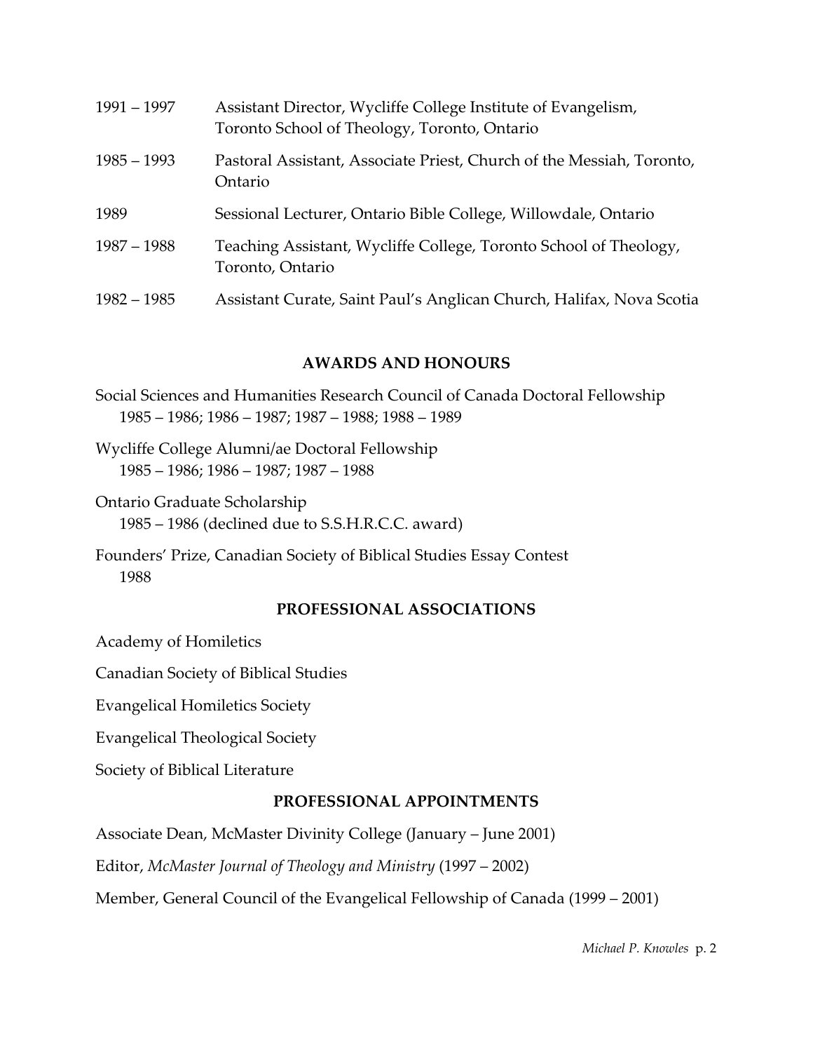| | |
|---|---|
| 1991 – 1997 | Assistant Director, Wycliffe College Institute of Evangelism, Toronto School of Theology, Toronto, Ontario |
| 1985 – 1993 | Pastoral Assistant, Associate Priest, Church of the Messiah, Toronto, Ontario |
| 1989 | Sessional Lecturer, Ontario Bible College, Willowdale, Ontario |
| 1987 – 1988 | Teaching Assistant, Wycliffe College, Toronto School of Theology, Toronto, Ontario |
| 1982 – 1985 | Assistant Curate, Saint Paul's Anglican Church, Halifax, Nova Scotia |

## AWARDS AND HONOURS

Social Sciences and Humanities Research Council of Canada Doctoral Fellowship
1985 – 1986; 1986 – 1987; 1987 – 1988; 1988 – 1989

Wycliffe College Alumni/ae Doctoral Fellowship
1985 – 1986; 1986 – 1987; 1987 – 1988

Ontario Graduate Scholarship
1985 – 1986 (declined due to S.S.H.R.C.C. award)

Founders' Prize, Canadian Society of Biblical Studies Essay Contest
1988

## PROFESSIONAL ASSOCIATIONS

Academy of Homiletics

Canadian Society of Biblical Studies

Evangelical Homiletics Society

Evangelical Theological Society

Society of Biblical Literature

## PROFESSIONAL APPOINTMENTS

Associate Dean, McMaster Divinity College (January – June 2001)

Editor, *McMaster Journal of Theology and Ministry* (1997 – 2002)

Member, General Council of the Evangelical Fellowship of Canada (1999 – 2001)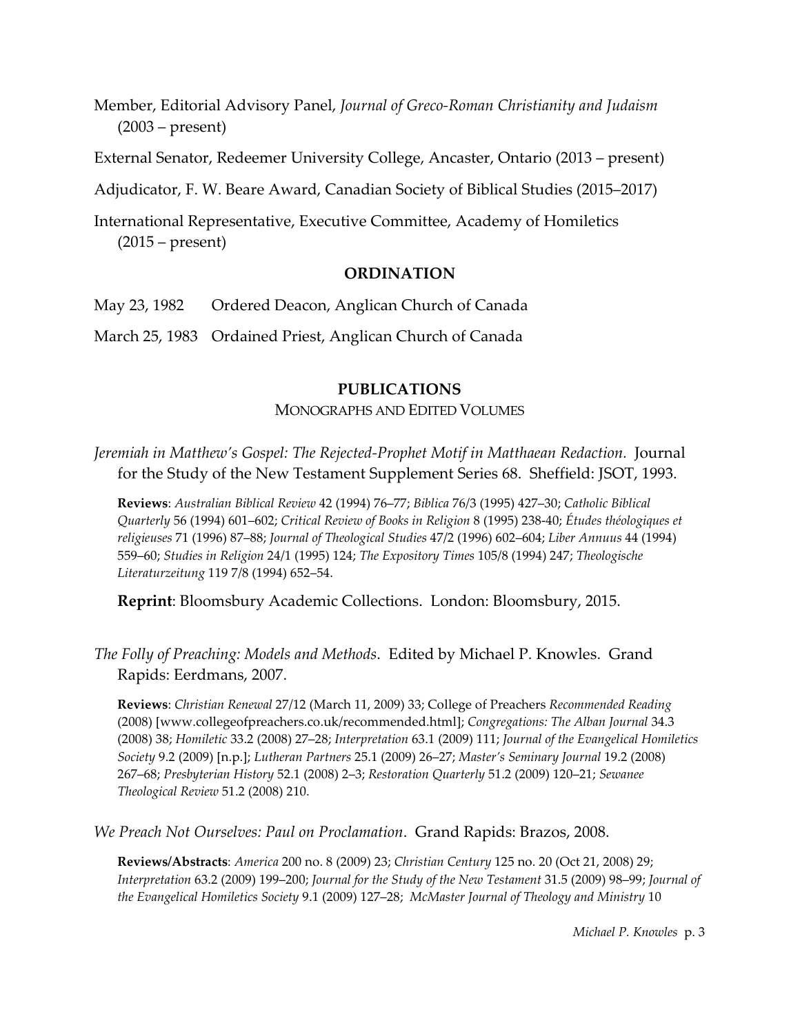Member, Editorial Advisory Panel, *Journal of Greco-Roman Christianity and Judaism* (2003 – present)

External Senator, Redeemer University College, Ancaster, Ontario (2013 – present)

Adjudicator, F. W. Beare Award, Canadian Society of Biblical Studies (2015–2017)

International Representative, Executive Committee, Academy of Homiletics (2015 – present)

## ORDINATION

May 23, 1982  Ordered Deacon, Anglican Church of Canada

March 25, 1983  Ordained Priest, Anglican Church of Canada

## PUBLICATIONS

### MONOGRAPHS AND EDITED VOLUMES

*Jeremiah in Matthew's Gospel: The Rejected-Prophet Motif in Matthaean Redaction*. Journal for the Study of the New Testament Supplement Series 68. Sheffield: JSOT, 1993.

**Reviews**: *Australian Biblical Review* 42 (1994) 76–77; *Biblica* 76/3 (1995) 427–30; *Catholic Biblical Quarterly* 56 (1994) 601–602; *Critical Review of Books in Religion* 8 (1995) 238-40; *Études théologiques et religieuses* 71 (1996) 87–88; *Journal of Theological Studies* 47/2 (1996) 602–604; *Liber Annuus* 44 (1994) 559–60; *Studies in Religion* 24/1 (1995) 124; *The Expository Times* 105/8 (1994) 247; *Theologische Literaturzeitung* 119 7/8 (1994) 652–54.

**Reprint**: Bloomsbury Academic Collections. London: Bloomsbury, 2015.

*The Folly of Preaching: Models and Methods*. Edited by Michael P. Knowles. Grand Rapids: Eerdmans, 2007.

**Reviews**: *Christian Renewal* 27/12 (March 11, 2009) 33; College of Preachers *Recommended Reading* (2008) [www.collegeofpreachers.co.uk/recommended.html]; *Congregations: The Alban Journal* 34.3 (2008) 38; *Homiletic* 33.2 (2008) 27–28; *Interpretation* 63.1 (2009) 111; *Journal of the Evangelical Homiletics Society* 9.2 (2009) [n.p.]; *Lutheran Partners* 25.1 (2009) 26–27; *Master's Seminary Journal* 19.2 (2008) 267–68; *Presbyterian History* 52.1 (2008) 2–3; *Restoration Quarterly* 51.2 (2009) 120–21; *Sewanee Theological Review* 51.2 (2008) 210.

*We Preach Not Ourselves: Paul on Proclamation*. Grand Rapids: Brazos, 2008.

**Reviews/Abstracts**: *America* 200 no. 8 (2009) 23; *Christian Century* 125 no. 20 (Oct 21, 2008) 29; *Interpretation* 63.2 (2009) 199–200; *Journal for the Study of the New Testament* 31.5 (2009) 98–99; *Journal of the Evangelical Homiletics Society* 9.1 (2009) 127–28; *McMaster Journal of Theology and Ministry* 10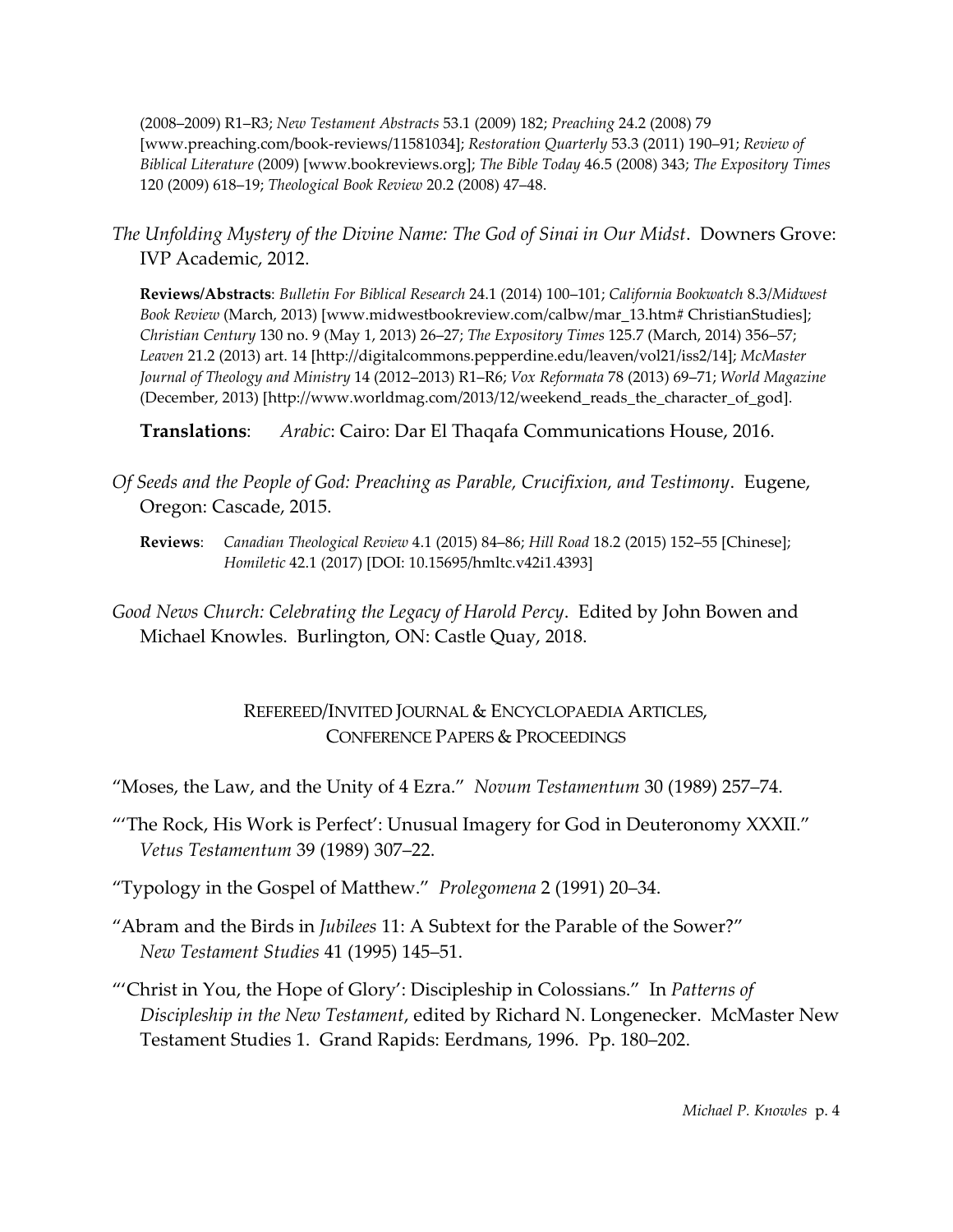(2008–2009) R1–R3; *New Testament Abstracts* 53.1 (2009) 182; *Preaching* 24.2 (2008) 79 [www.preaching.com/book-reviews/11581034]; *Restoration Quarterly* 53.3 (2011) 190–91; *Review of Biblical Literature* (2009) [www.bookreviews.org]; *The Bible Today* 46.5 (2008) 343; *The Expository Times* 120 (2009) 618–19; *Theological Book Review* 20.2 (2008) 47–48.

*The Unfolding Mystery of the Divine Name: The God of Sinai in Our Midst*. Downers Grove: IVP Academic, 2012.

**Reviews/Abstracts**: *Bulletin For Biblical Research* 24.1 (2014) 100–101; *California Bookwatch* 8.3/*Midwest Book Review* (March, 2013) [www.midwestbookreview.com/calbw/mar_13.htm# ChristianStudies]; *Christian Century* 130 no. 9 (May 1, 2013) 26–27; *The Expository Times* 125.7 (March, 2014) 356–57; *Leaven* 21.2 (2013) art. 14 [http://digitalcommons.pepperdine.edu/leaven/vol21/iss2/14]; *McMaster Journal of Theology and Ministry* 14 (2012–2013) R1–R6; *Vox Reformata* 78 (2013) 69–71; *World Magazine* (December, 2013) [http://www.worldmag.com/2013/12/weekend_reads_the_character_of_god].

**Translations**: *Arabic*: Cairo: Dar El Thaqafa Communications House, 2016.

*Of Seeds and the People of God: Preaching as Parable, Crucifixion, and Testimony*. Eugene, Oregon: Cascade, 2015.

**Reviews**: *Canadian Theological Review* 4.1 (2015) 84–86; *Hill Road* 18.2 (2015) 152–55 [Chinese]; *Homiletic* 42.1 (2017) [DOI: 10.15695/hmltc.v42i1.4393]

*Good News Church: Celebrating the Legacy of Harold Percy*. Edited by John Bowen and Michael Knowles. Burlington, ON: Castle Quay, 2018.

## Refereed/Invited Journal & Encyclopaedia Articles, Conference Papers & Proceedings

"Moses, the Law, and the Unity of 4 Ezra." *Novum Testamentum* 30 (1989) 257–74.

"'The Rock, His Work is Perfect': Unusual Imagery for God in Deuteronomy XXXII." *Vetus Testamentum* 39 (1989) 307–22.

"Typology in the Gospel of Matthew." *Prolegomena* 2 (1991) 20–34.

"Abram and the Birds in *Jubilees* 11: A Subtext for the Parable of the Sower?" *New Testament Studies* 41 (1995) 145–51.

"'Christ in You, the Hope of Glory': Discipleship in Colossians." In *Patterns of Discipleship in the New Testament*, edited by Richard N. Longenecker. McMaster New Testament Studies 1. Grand Rapids: Eerdmans, 1996. Pp. 180–202.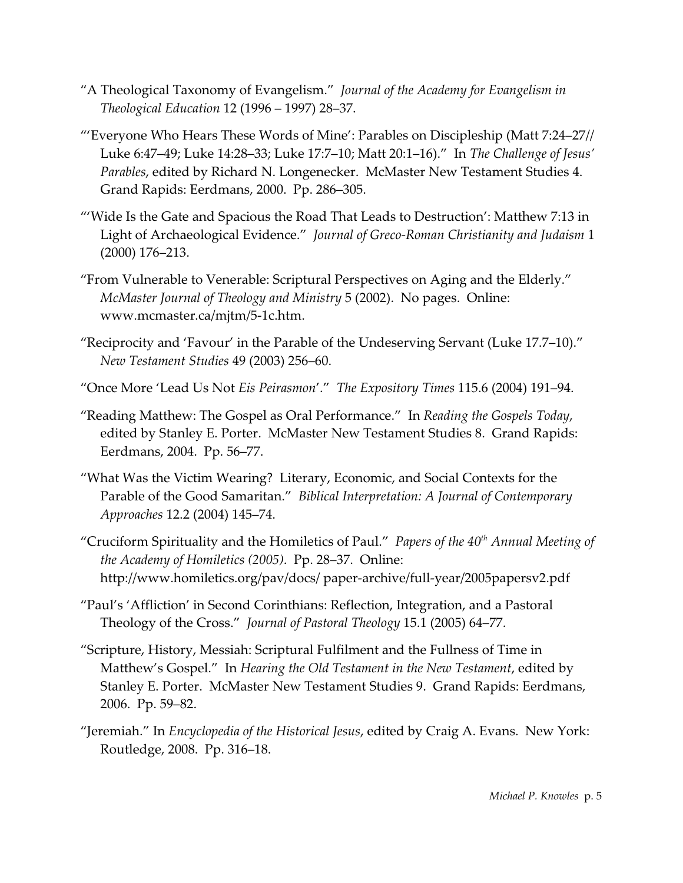"A Theological Taxonomy of Evangelism." *Journal of the Academy for Evangelism in Theological Education* 12 (1996 – 1997) 28–37.

"'Everyone Who Hears These Words of Mine': Parables on Discipleship (Matt 7:24–27// Luke 6:47–49; Luke 14:28–33; Luke 17:7–10; Matt 20:1–16)." In *The Challenge of Jesus' Parables*, edited by Richard N. Longenecker. McMaster New Testament Studies 4. Grand Rapids: Eerdmans, 2000. Pp. 286–305.

"'Wide Is the Gate and Spacious the Road That Leads to Destruction': Matthew 7:13 in Light of Archaeological Evidence." *Journal of Greco-Roman Christianity and Judaism* 1 (2000) 176–213.

"From Vulnerable to Venerable: Scriptural Perspectives on Aging and the Elderly." *McMaster Journal of Theology and Ministry* 5 (2002). No pages. Online: www.mcmaster.ca/mjtm/5-1c.htm.

"Reciprocity and 'Favour' in the Parable of the Undeserving Servant (Luke 17.7–10)." *New Testament Studies* 49 (2003) 256–60.

"Once More 'Lead Us Not *Eis Peirasmon*'." *The Expository Times* 115.6 (2004) 191–94.

"Reading Matthew: The Gospel as Oral Performance." In *Reading the Gospels Today*, edited by Stanley E. Porter. McMaster New Testament Studies 8. Grand Rapids: Eerdmans, 2004. Pp. 56–77.

"What Was the Victim Wearing? Literary, Economic, and Social Contexts for the Parable of the Good Samaritan." *Biblical Interpretation: A Journal of Contemporary Approaches* 12.2 (2004) 145–74.

"Cruciform Spirituality and the Homiletics of Paul." *Papers of the 40th Annual Meeting of the Academy of Homiletics (2005)*. Pp. 28–37. Online: http://www.homiletics.org/pav/docs/ paper-archive/full-year/2005papersv2.pdf

"Paul's 'Affliction' in Second Corinthians: Reflection, Integration, and a Pastoral Theology of the Cross." *Journal of Pastoral Theology* 15.1 (2005) 64–77.

"Scripture, History, Messiah: Scriptural Fulfilment and the Fullness of Time in Matthew's Gospel." In *Hearing the Old Testament in the New Testament*, edited by Stanley E. Porter. McMaster New Testament Studies 9. Grand Rapids: Eerdmans, 2006. Pp. 59–82.

"Jeremiah." In *Encyclopedia of the Historical Jesus*, edited by Craig A. Evans. New York: Routledge, 2008. Pp. 316–18.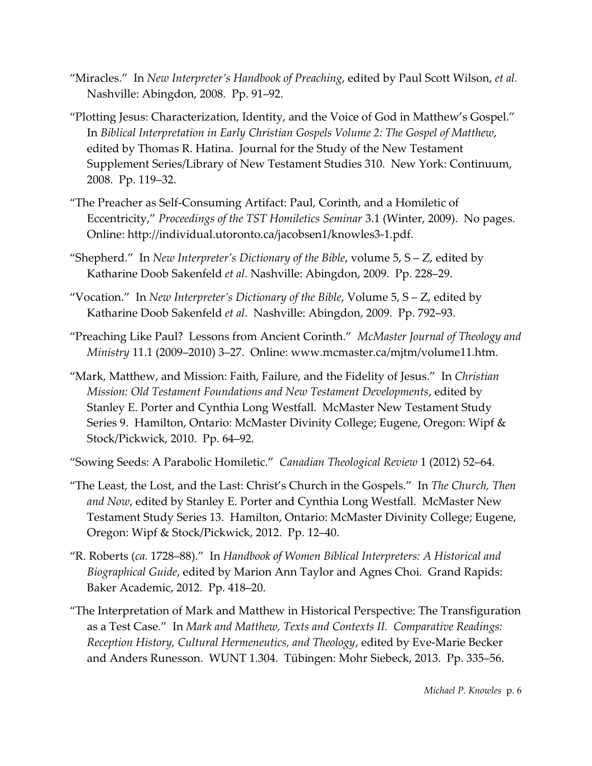"Miracles." In *New Interpreter's Handbook of Preaching*, edited by Paul Scott Wilson, *et al.* Nashville: Abingdon, 2008. Pp. 91–92.

"Plotting Jesus: Characterization, Identity, and the Voice of God in Matthew's Gospel." In *Biblical Interpretation in Early Christian Gospels Volume 2: The Gospel of Matthew*, edited by Thomas R. Hatina. Journal for the Study of the New Testament Supplement Series/Library of New Testament Studies 310. New York: Continuum, 2008. Pp. 119–32.

"The Preacher as Self-Consuming Artifact: Paul, Corinth, and a Homiletic of Eccentricity," *Proceedings of the TST Homiletics Seminar* 3.1 (Winter, 2009). No pages. Online: http://individual.utoronto.ca/jacobsen1/knowles3-1.pdf.

"Shepherd." In *New Interpreter's Dictionary of the Bible*, volume 5, S – Z, edited by Katharine Doob Sakenfeld *et al*. Nashville: Abingdon, 2009. Pp. 228–29.

"Vocation." In *New Interpreter's Dictionary of the Bible*, Volume 5, S – Z, edited by Katharine Doob Sakenfeld *et al*. Nashville: Abingdon, 2009. Pp. 792–93.

"Preaching Like Paul? Lessons from Ancient Corinth." *McMaster Journal of Theology and Ministry* 11.1 (2009–2010) 3–27. Online: www.mcmaster.ca/mjtm/volume11.htm.

"Mark, Matthew, and Mission: Faith, Failure, and the Fidelity of Jesus." In *Christian Mission: Old Testament Foundations and New Testament Developments*, edited by Stanley E. Porter and Cynthia Long Westfall. McMaster New Testament Study Series 9. Hamilton, Ontario: McMaster Divinity College; Eugene, Oregon: Wipf & Stock/Pickwick, 2010. Pp. 64–92.

"Sowing Seeds: A Parabolic Homiletic." *Canadian Theological Review* 1 (2012) 52–64.

"The Least, the Lost, and the Last: Christ's Church in the Gospels." In *The Church, Then and Now*, edited by Stanley E. Porter and Cynthia Long Westfall. McMaster New Testament Study Series 13. Hamilton, Ontario: McMaster Divinity College; Eugene, Oregon: Wipf & Stock/Pickwick, 2012. Pp. 12–40.

"R. Roberts (*ca*. 1728–88)." In *Handbook of Women Biblical Interpreters: A Historical and Biographical Guide*, edited by Marion Ann Taylor and Agnes Choi. Grand Rapids: Baker Academic, 2012. Pp. 418–20.

"The Interpretation of Mark and Matthew in Historical Perspective: The Transfiguration as a Test Case." In *Mark and Matthew, Texts and Contexts II. Comparative Readings: Reception History, Cultural Hermeneutics, and Theology*, edited by Eve-Marie Becker and Anders Runesson. WUNT 1.304. Tübingen: Mohr Siebeck, 2013. Pp. 335–56.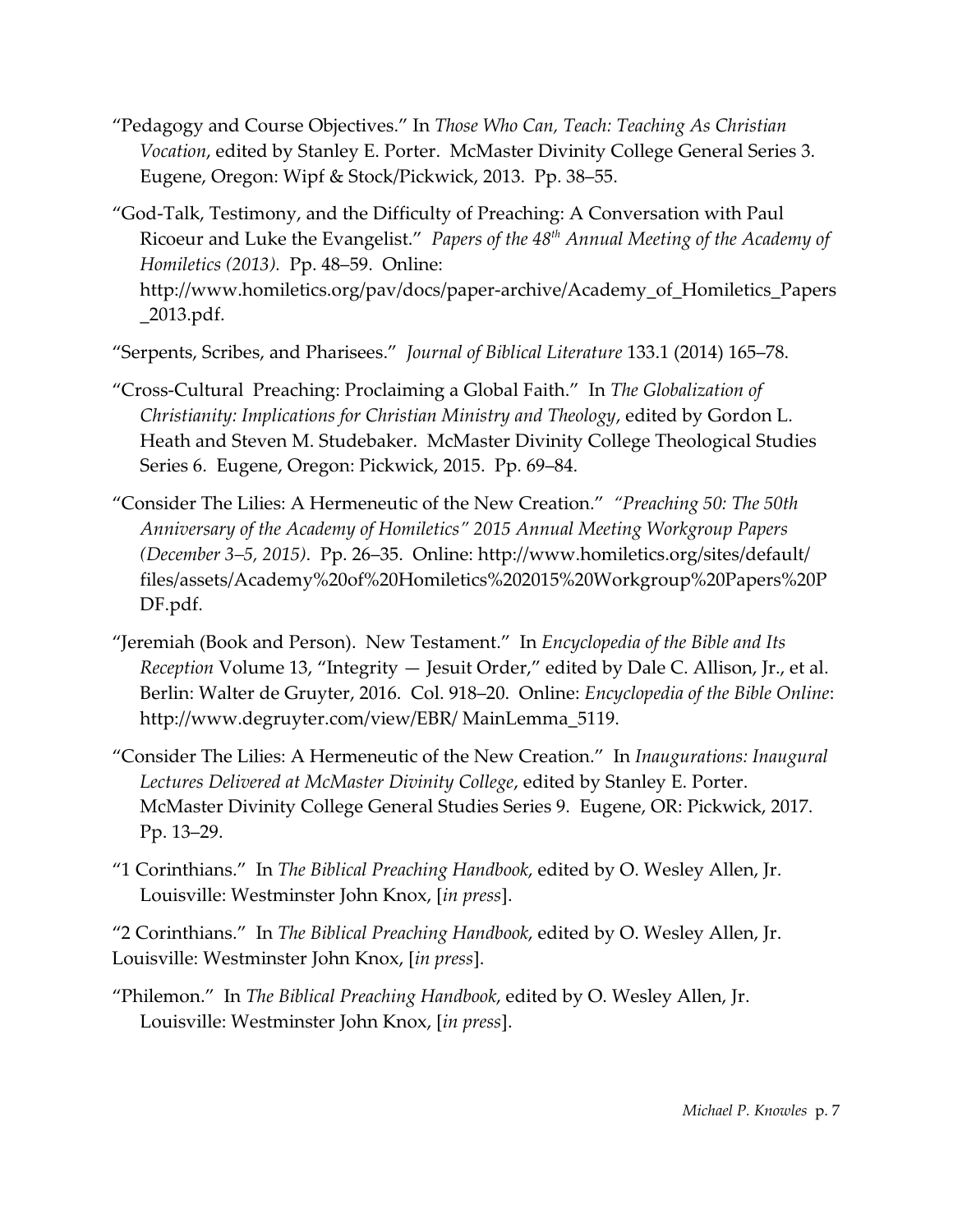"Pedagogy and Course Objectives." In *Those Who Can, Teach: Teaching As Christian Vocation*, edited by Stanley E. Porter. McMaster Divinity College General Series 3. Eugene, Oregon: Wipf & Stock/Pickwick, 2013. Pp. 38–55.

"God-Talk, Testimony, and the Difficulty of Preaching: A Conversation with Paul Ricoeur and Luke the Evangelist." *Papers of the 48th Annual Meeting of the Academy of Homiletics (2013).* Pp. 48–59. Online: http://www.homiletics.org/pav/docs/paper-archive/Academy_of_Homiletics_Papers_2013.pdf.

"Serpents, Scribes, and Pharisees." *Journal of Biblical Literature* 133.1 (2014) 165–78.

"Cross-Cultural Preaching: Proclaiming a Global Faith." In *The Globalization of Christianity: Implications for Christian Ministry and Theology*, edited by Gordon L. Heath and Steven M. Studebaker. McMaster Divinity College Theological Studies Series 6. Eugene, Oregon: Pickwick, 2015. Pp. 69–84.

"Consider The Lilies: A Hermeneutic of the New Creation." *"Preaching 50: The 50th Anniversary of the Academy of Homiletics" 2015 Annual Meeting Workgroup Papers (December 3–5, 2015)*. Pp. 26–35. Online: http://www.homiletics.org/sites/default/files/assets/Academy%20of%20Homiletics%202015%20Workgroup%20Papers%20PDF.pdf.

"Jeremiah (Book and Person). New Testament." In *Encyclopedia of the Bible and Its Reception* Volume 13, "Integrity — Jesuit Order," edited by Dale C. Allison, Jr., et al. Berlin: Walter de Gruyter, 2016. Col. 918–20. Online: *Encyclopedia of the Bible Online*: http://www.degruyter.com/view/EBR/ MainLemma_5119.

"Consider The Lilies: A Hermeneutic of the New Creation." In *Inaugurations: Inaugural Lectures Delivered at McMaster Divinity College*, edited by Stanley E. Porter. McMaster Divinity College General Studies Series 9. Eugene, OR: Pickwick, 2017. Pp. 13–29.

"1 Corinthians." In *The Biblical Preaching Handbook*, edited by O. Wesley Allen, Jr. Louisville: Westminster John Knox, [*in press*].

"2 Corinthians." In *The Biblical Preaching Handbook*, edited by O. Wesley Allen, Jr. Louisville: Westminster John Knox, [*in press*].

"Philemon." In *The Biblical Preaching Handbook*, edited by O. Wesley Allen, Jr. Louisville: Westminster John Knox, [*in press*].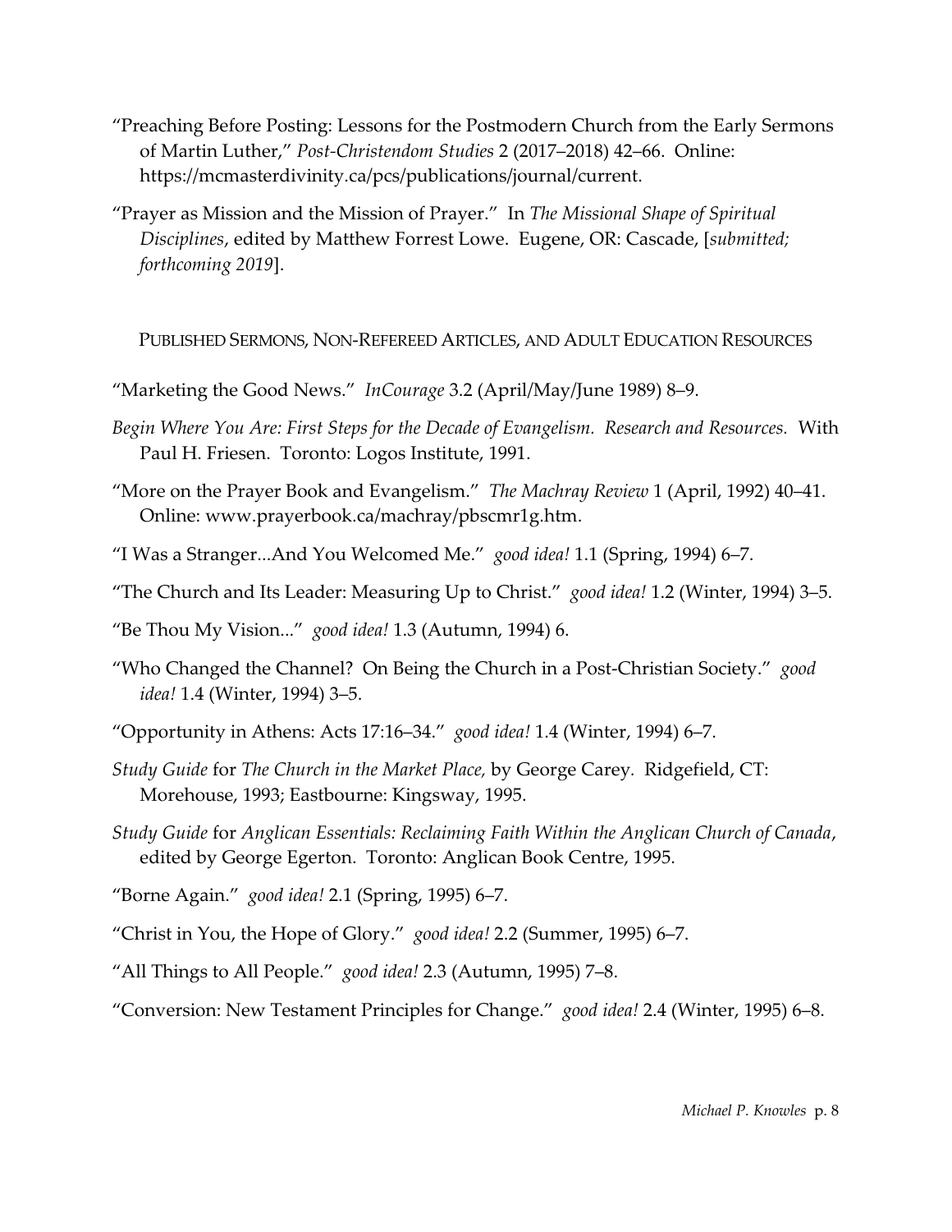"Preaching Before Posting: Lessons for the Postmodern Church from the Early Sermons of Martin Luther," *Post-Christendom Studies* 2 (2017–2018) 42–66. Online: https://mcmasterdivinity.ca/pcs/publications/journal/current.

"Prayer as Mission and the Mission of Prayer." In *The Missional Shape of Spiritual Disciplines*, edited by Matthew Forrest Lowe. Eugene, OR: Cascade, [*submitted; forthcoming 2019*].

### Published Sermons, Non-Refereed Articles, and Adult Education Resources

"Marketing the Good News." *InCourage* 3.2 (April/May/June 1989) 8–9.

*Begin Where You Are: First Steps for the Decade of Evangelism. Research and Resources.* With Paul H. Friesen. Toronto: Logos Institute, 1991.

"More on the Prayer Book and Evangelism." *The Machray Review* 1 (April, 1992) 40–41. Online: www.prayerbook.ca/machray/pbscmr1g.htm.

"I Was a Stranger...And You Welcomed Me." *good idea!* 1.1 (Spring, 1994) 6–7.

"The Church and Its Leader: Measuring Up to Christ." *good idea!* 1.2 (Winter, 1994) 3–5.

"Be Thou My Vision..." *good idea!* 1.3 (Autumn, 1994) 6.

"Who Changed the Channel? On Being the Church in a Post-Christian Society." *good idea!* 1.4 (Winter, 1994) 3–5.

"Opportunity in Athens: Acts 17:16–34." *good idea!* 1.4 (Winter, 1994) 6–7.

*Study Guide* for *The Church in the Market Place,* by George Carey. Ridgefield, CT: Morehouse, 1993; Eastbourne: Kingsway, 1995.

*Study Guide* for *Anglican Essentials: Reclaiming Faith Within the Anglican Church of Canada*, edited by George Egerton. Toronto: Anglican Book Centre, 1995.

"Borne Again." *good idea!* 2.1 (Spring, 1995) 6–7.

"Christ in You, the Hope of Glory." *good idea!* 2.2 (Summer, 1995) 6–7.

"All Things to All People." *good idea!* 2.3 (Autumn, 1995) 7–8.

"Conversion: New Testament Principles for Change." *good idea!* 2.4 (Winter, 1995) 6–8.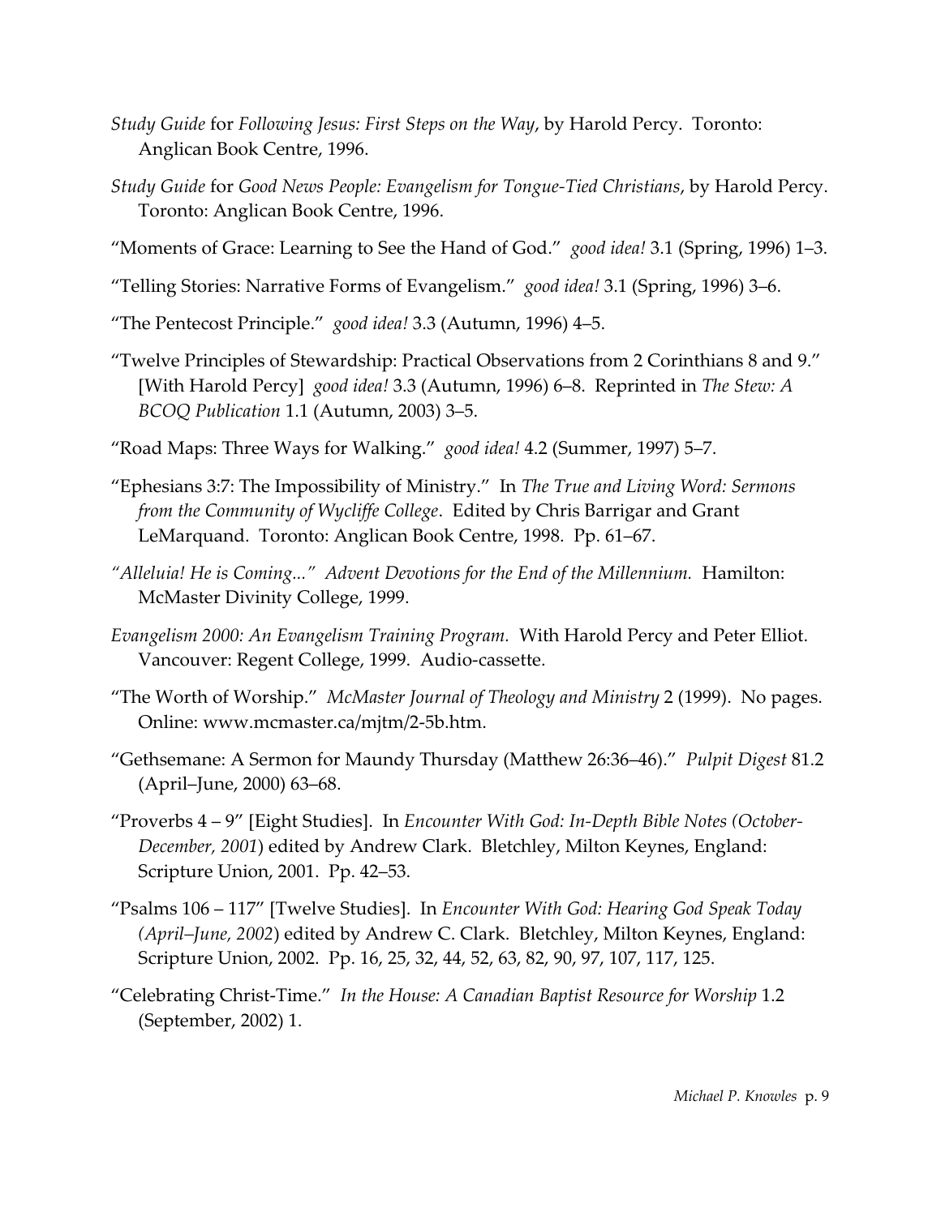*Study Guide* for *Following Jesus: First Steps on the Way*, by Harold Percy. Toronto: Anglican Book Centre, 1996.

*Study Guide* for *Good News People: Evangelism for Tongue-Tied Christians*, by Harold Percy. Toronto: Anglican Book Centre, 1996.

"Moments of Grace: Learning to See the Hand of God." *good idea!* 3.1 (Spring, 1996) 1–3.

"Telling Stories: Narrative Forms of Evangelism." *good idea!* 3.1 (Spring, 1996) 3–6.

"The Pentecost Principle." *good idea!* 3.3 (Autumn, 1996) 4–5.

"Twelve Principles of Stewardship: Practical Observations from 2 Corinthians 8 and 9." [With Harold Percy] *good idea!* 3.3 (Autumn, 1996) 6–8. Reprinted in *The Stew: A BCOQ Publication* 1.1 (Autumn, 2003) 3–5.

"Road Maps: Three Ways for Walking." *good idea!* 4.2 (Summer, 1997) 5–7.

"Ephesians 3:7: The Impossibility of Ministry." In *The True and Living Word: Sermons from the Community of Wycliffe College*. Edited by Chris Barrigar and Grant LeMarquand. Toronto: Anglican Book Centre, 1998. Pp. 61–67.

*"Alleluia! He is Coming..." Advent Devotions for the End of the Millennium.* Hamilton: McMaster Divinity College, 1999.

*Evangelism 2000: An Evangelism Training Program.* With Harold Percy and Peter Elliot. Vancouver: Regent College, 1999. Audio-cassette.

"The Worth of Worship." *McMaster Journal of Theology and Ministry* 2 (1999). No pages. Online: www.mcmaster.ca/mjtm/2-5b.htm.

"Gethsemane: A Sermon for Maundy Thursday (Matthew 26:36–46)." *Pulpit Digest* 81.2 (April–June, 2000) 63–68.

"Proverbs 4 – 9" [Eight Studies]. In *Encounter With God: In-Depth Bible Notes (October-December, 2001*) edited by Andrew Clark. Bletchley, Milton Keynes, England: Scripture Union, 2001. Pp. 42–53.

"Psalms 106 – 117" [Twelve Studies]. In *Encounter With God: Hearing God Speak Today (April–June, 2002*) edited by Andrew C. Clark. Bletchley, Milton Keynes, England: Scripture Union, 2002. Pp. 16, 25, 32, 44, 52, 63, 82, 90, 97, 107, 117, 125.

"Celebrating Christ-Time." *In the House: A Canadian Baptist Resource for Worship* 1.2 (September, 2002) 1.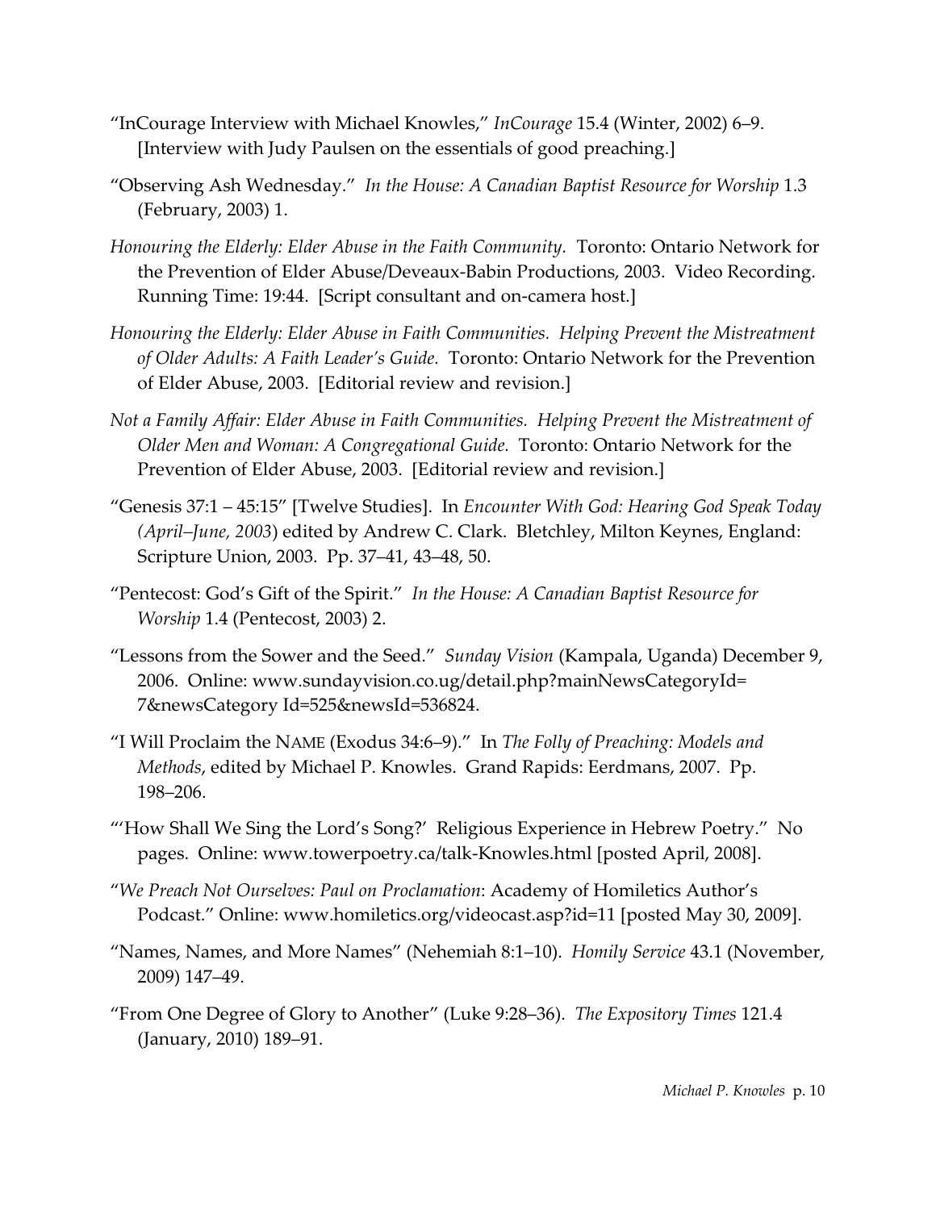"InCourage Interview with Michael Knowles," *InCourage* 15.4 (Winter, 2002) 6–9. [Interview with Judy Paulsen on the essentials of good preaching.]

"Observing Ash Wednesday." *In the House: A Canadian Baptist Resource for Worship* 1.3 (February, 2003) 1.

*Honouring the Elderly: Elder Abuse in the Faith Community.* Toronto: Ontario Network for the Prevention of Elder Abuse/Deveaux-Babin Productions, 2003. Video Recording. Running Time: 19:44. [Script consultant and on-camera host.]

*Honouring the Elderly: Elder Abuse in Faith Communities. Helping Prevent the Mistreatment of Older Adults: A Faith Leader's Guide.* Toronto: Ontario Network for the Prevention of Elder Abuse, 2003. [Editorial review and revision.]

*Not a Family Affair: Elder Abuse in Faith Communities. Helping Prevent the Mistreatment of Older Men and Woman: A Congregational Guide.* Toronto: Ontario Network for the Prevention of Elder Abuse, 2003. [Editorial review and revision.]

"Genesis 37:1 – 45:15" [Twelve Studies]. In *Encounter With God: Hearing God Speak Today (April–June, 2003*) edited by Andrew C. Clark. Bletchley, Milton Keynes, England: Scripture Union, 2003. Pp. 37–41, 43–48, 50.

"Pentecost: God's Gift of the Spirit." *In the House: A Canadian Baptist Resource for Worship* 1.4 (Pentecost, 2003) 2.

"Lessons from the Sower and the Seed." *Sunday Vision* (Kampala, Uganda) December 9, 2006. Online: www.sundayvision.co.ug/detail.php?mainNewsCategoryId= 7&newsCategory Id=525&newsId=536824.

"I Will Proclaim the NAME (Exodus 34:6–9)." In *The Folly of Preaching: Models and Methods*, edited by Michael P. Knowles. Grand Rapids: Eerdmans, 2007. Pp. 198–206.

"'How Shall We Sing the Lord's Song?' Religious Experience in Hebrew Poetry." No pages. Online: www.towerpoetry.ca/talk-Knowles.html [posted April, 2008].

"*We Preach Not Ourselves: Paul on Proclamation*: Academy of Homiletics Author's Podcast." Online: www.homiletics.org/videocast.asp?id=11 [posted May 30, 2009].

"Names, Names, and More Names" (Nehemiah 8:1–10). *Homily Service* 43.1 (November, 2009) 147–49.

"From One Degree of Glory to Another" (Luke 9:28–36). *The Expository Times* 121.4 (January, 2010) 189–91.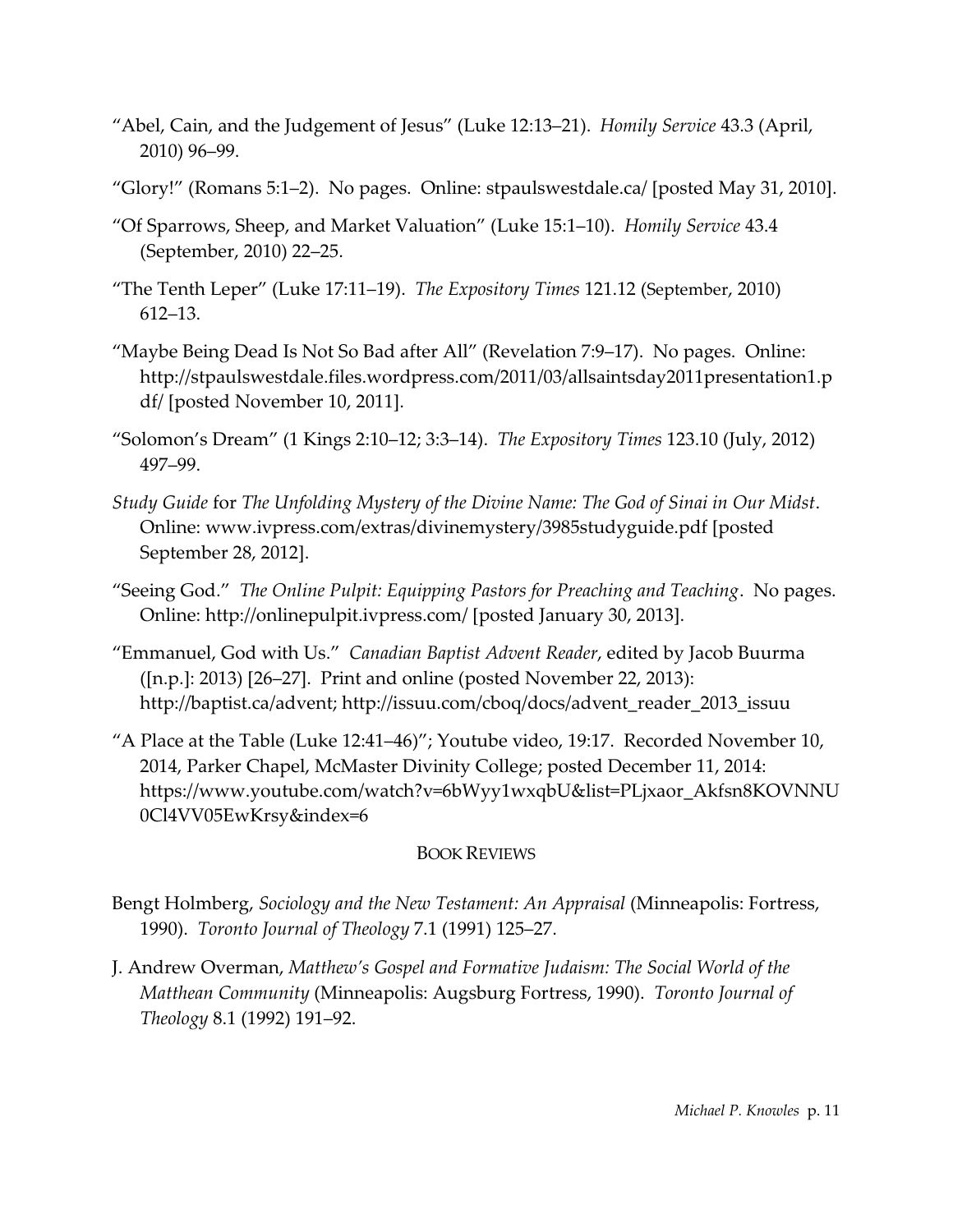"Abel, Cain, and the Judgement of Jesus" (Luke 12:13–21). *Homily Service* 43.3 (April, 2010) 96–99.

"Glory!" (Romans 5:1–2). No pages. Online: stpaulswestdale.ca/ [posted May 31, 2010].

"Of Sparrows, Sheep, and Market Valuation" (Luke 15:1–10). *Homily Service* 43.4 (September, 2010) 22–25.

"The Tenth Leper" (Luke 17:11–19). *The Expository Times* 121.12 (September, 2010) 612–13.

"Maybe Being Dead Is Not So Bad after All" (Revelation 7:9–17). No pages. Online: http://stpaulswestdale.files.wordpress.com/2011/03/allsaintsday2011presentation1.pdf/ [posted November 10, 2011].

"Solomon's Dream" (1 Kings 2:10–12; 3:3–14). *The Expository Times* 123.10 (July, 2012) 497–99.

*Study Guide* for *The Unfolding Mystery of the Divine Name: The God of Sinai in Our Midst*. Online: www.ivpress.com/extras/divinemystery/3985studyguide.pdf [posted September 28, 2012].

"Seeing God." *The Online Pulpit: Equipping Pastors for Preaching and Teaching*. No pages. Online: http://onlinepulpit.ivpress.com/ [posted January 30, 2013].

"Emmanuel, God with Us." *Canadian Baptist Advent Reader*, edited by Jacob Buurma ([n.p.]: 2013) [26–27]. Print and online (posted November 22, 2013): http://baptist.ca/advent; http://issuu.com/cboq/docs/advent_reader_2013_issuu

"A Place at the Table (Luke 12:41–46)"; Youtube video, 19:17. Recorded November 10, 2014, Parker Chapel, McMaster Divinity College; posted December 11, 2014: https://www.youtube.com/watch?v=6bWyy1wxqbU&list=PLjxaor_Akfsn8KOVNNU0Cl4VV05EwKrsy&index=6

## BOOK REVIEWS

Bengt Holmberg, *Sociology and the New Testament: An Appraisal* (Minneapolis: Fortress, 1990). *Toronto Journal of Theology* 7.1 (1991) 125–27.

J. Andrew Overman, *Matthew's Gospel and Formative Judaism: The Social World of the Matthean Community* (Minneapolis: Augsburg Fortress, 1990). *Toronto Journal of Theology* 8.1 (1992) 191–92.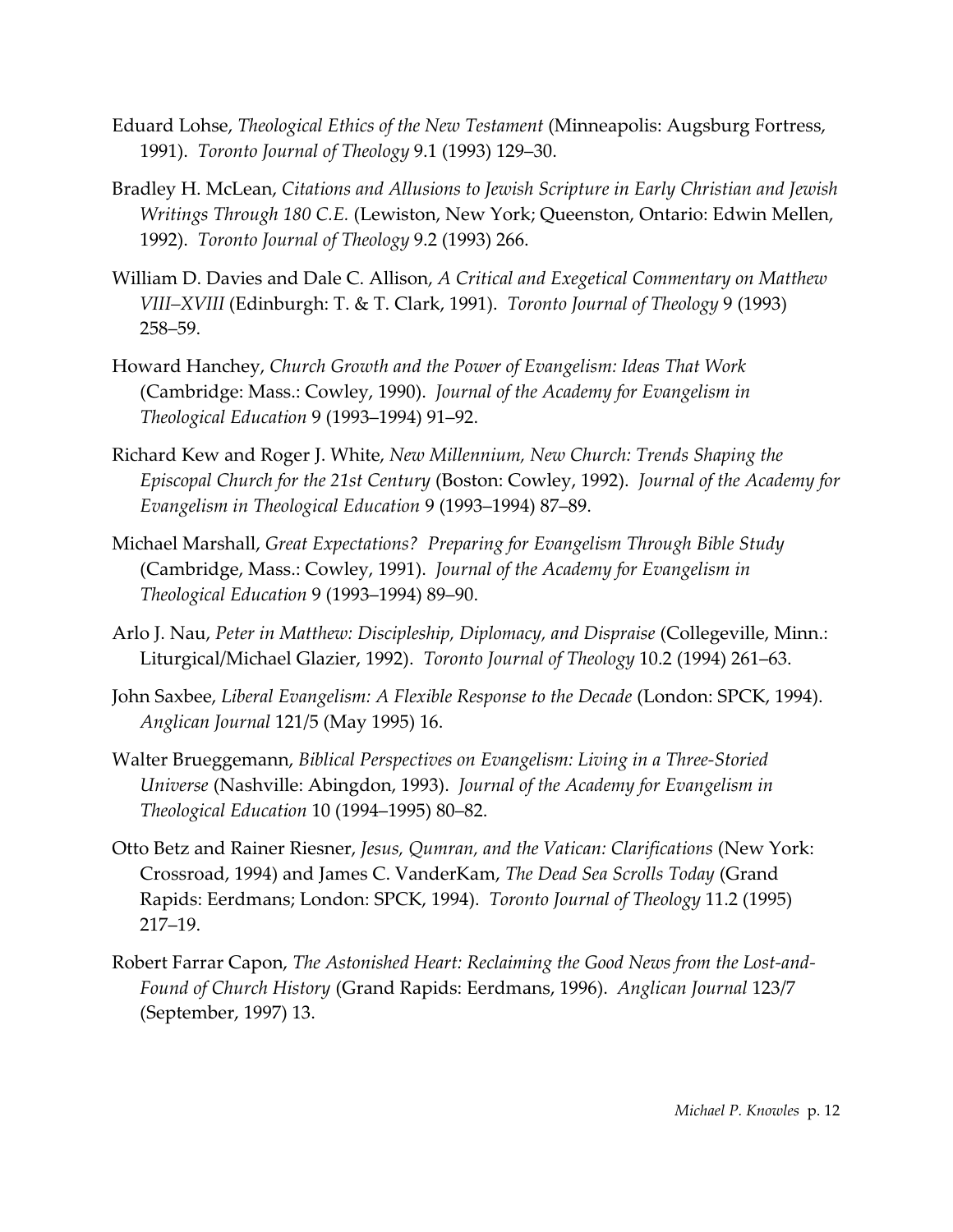Eduard Lohse, *Theological Ethics of the New Testament* (Minneapolis: Augsburg Fortress, 1991). *Toronto Journal of Theology* 9.1 (1993) 129–30.

Bradley H. McLean, *Citations and Allusions to Jewish Scripture in Early Christian and Jewish Writings Through 180 C.E.* (Lewiston, New York; Queenston, Ontario: Edwin Mellen, 1992). *Toronto Journal of Theology* 9.2 (1993) 266.

William D. Davies and Dale C. Allison, *A Critical and Exegetical Commentary on Matthew VIII–XVIII* (Edinburgh: T. & T. Clark, 1991). *Toronto Journal of Theology* 9 (1993) 258–59.

Howard Hanchey, *Church Growth and the Power of Evangelism: Ideas That Work* (Cambridge: Mass.: Cowley, 1990). *Journal of the Academy for Evangelism in Theological Education* 9 (1993–1994) 91–92.

Richard Kew and Roger J. White, *New Millennium, New Church: Trends Shaping the Episcopal Church for the 21st Century* (Boston: Cowley, 1992). *Journal of the Academy for Evangelism in Theological Education* 9 (1993–1994) 87–89.

Michael Marshall, *Great Expectations? Preparing for Evangelism Through Bible Study* (Cambridge, Mass.: Cowley, 1991). *Journal of the Academy for Evangelism in Theological Education* 9 (1993–1994) 89–90.

Arlo J. Nau, *Peter in Matthew: Discipleship, Diplomacy, and Dispraise* (Collegeville, Minn.: Liturgical/Michael Glazier, 1992). *Toronto Journal of Theology* 10.2 (1994) 261–63.

John Saxbee, *Liberal Evangelism: A Flexible Response to the Decade* (London: SPCK, 1994). *Anglican Journal* 121/5 (May 1995) 16.

Walter Brueggemann, *Biblical Perspectives on Evangelism: Living in a Three-Storied Universe* (Nashville: Abingdon, 1993). *Journal of the Academy for Evangelism in Theological Education* 10 (1994–1995) 80–82.

Otto Betz and Rainer Riesner, *Jesus, Qumran, and the Vatican: Clarifications* (New York: Crossroad, 1994) and James C. VanderKam, *The Dead Sea Scrolls Today* (Grand Rapids: Eerdmans; London: SPCK, 1994). *Toronto Journal of Theology* 11.2 (1995) 217–19.

Robert Farrar Capon, *The Astonished Heart: Reclaiming the Good News from the Lost-and-Found of Church History* (Grand Rapids: Eerdmans, 1996). *Anglican Journal* 123/7 (September, 1997) 13.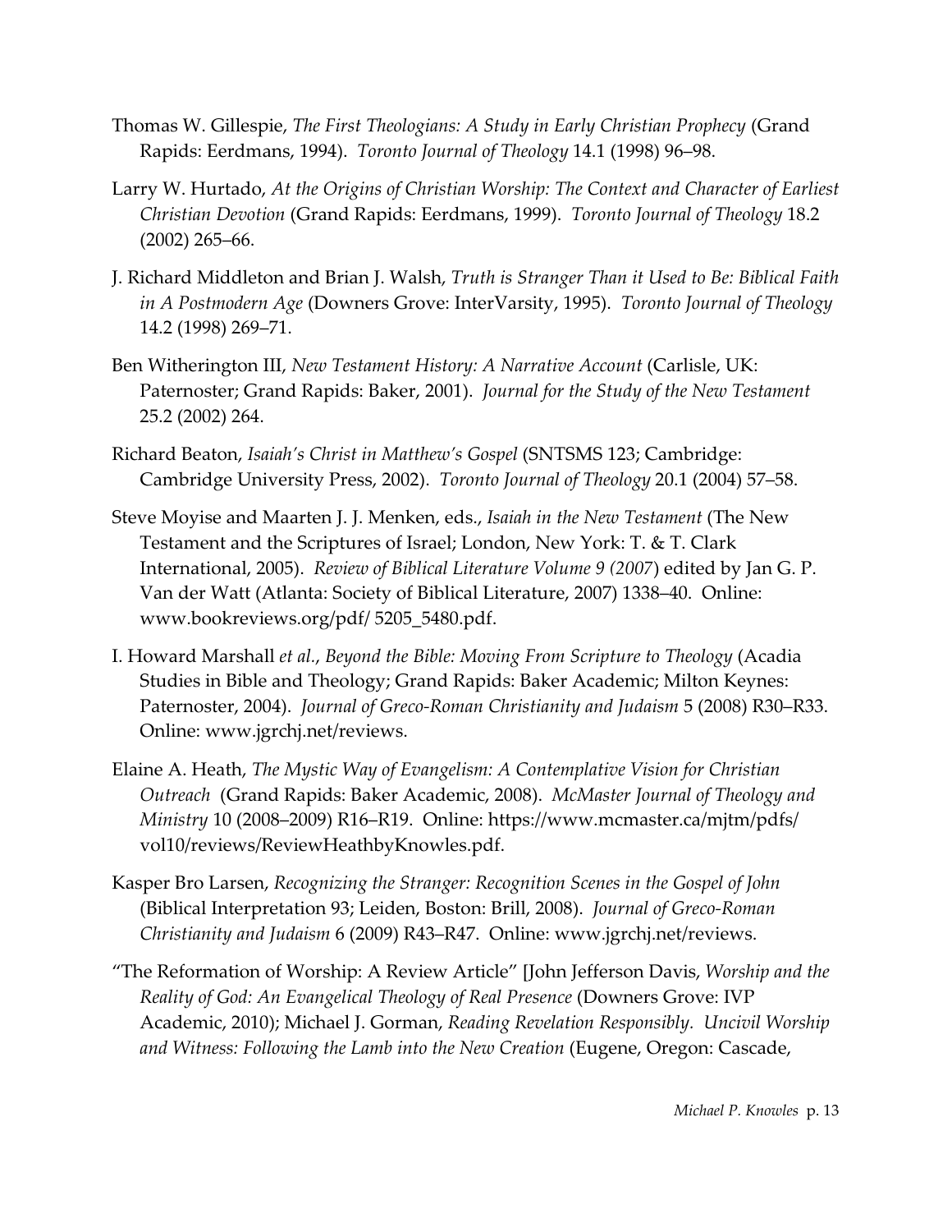Thomas W. Gillespie, *The First Theologians: A Study in Early Christian Prophecy* (Grand Rapids: Eerdmans, 1994). *Toronto Journal of Theology* 14.1 (1998) 96–98.

Larry W. Hurtado, *At the Origins of Christian Worship: The Context and Character of Earliest Christian Devotion* (Grand Rapids: Eerdmans, 1999). *Toronto Journal of Theology* 18.2 (2002) 265–66.

J. Richard Middleton and Brian J. Walsh, *Truth is Stranger Than it Used to Be: Biblical Faith in A Postmodern Age* (Downers Grove: InterVarsity, 1995). *Toronto Journal of Theology* 14.2 (1998) 269–71.

Ben Witherington III, *New Testament History: A Narrative Account* (Carlisle, UK: Paternoster; Grand Rapids: Baker, 2001). *Journal for the Study of the New Testament* 25.2 (2002) 264.

Richard Beaton, *Isaiah's Christ in Matthew's Gospel* (SNTSMS 123; Cambridge: Cambridge University Press, 2002). *Toronto Journal of Theology* 20.1 (2004) 57–58.

Steve Moyise and Maarten J. J. Menken, eds., *Isaiah in the New Testament* (The New Testament and the Scriptures of Israel; London, New York: T. & T. Clark International, 2005). *Review of Biblical Literature Volume 9 (2007*) edited by Jan G. P. Van der Watt (Atlanta: Society of Biblical Literature, 2007) 1338–40. Online: www.bookreviews.org/pdf/ 5205_5480.pdf.

I. Howard Marshall *et al*., *Beyond the Bible: Moving From Scripture to Theology* (Acadia Studies in Bible and Theology; Grand Rapids: Baker Academic; Milton Keynes: Paternoster, 2004). *Journal of Greco-Roman Christianity and Judaism* 5 (2008) R30–R33. Online: www.jgrchj.net/reviews.

Elaine A. Heath, *The Mystic Way of Evangelism: A Contemplative Vision for Christian Outreach* (Grand Rapids: Baker Academic, 2008). *McMaster Journal of Theology and Ministry* 10 (2008–2009) R16–R19. Online: https://www.mcmaster.ca/mjtm/pdfs/ vol10/reviews/ReviewHeathbyKnowles.pdf.

Kasper Bro Larsen, *Recognizing the Stranger: Recognition Scenes in the Gospel of John* (Biblical Interpretation 93; Leiden, Boston: Brill, 2008). *Journal of Greco-Roman Christianity and Judaism* 6 (2009) R43–R47. Online: www.jgrchj.net/reviews.

"The Reformation of Worship: A Review Article" [John Jefferson Davis, *Worship and the Reality of God: An Evangelical Theology of Real Presence* (Downers Grove: IVP Academic, 2010); Michael J. Gorman, *Reading Revelation Responsibly. Uncivil Worship and Witness: Following the Lamb into the New Creation* (Eugene, Oregon: Cascade,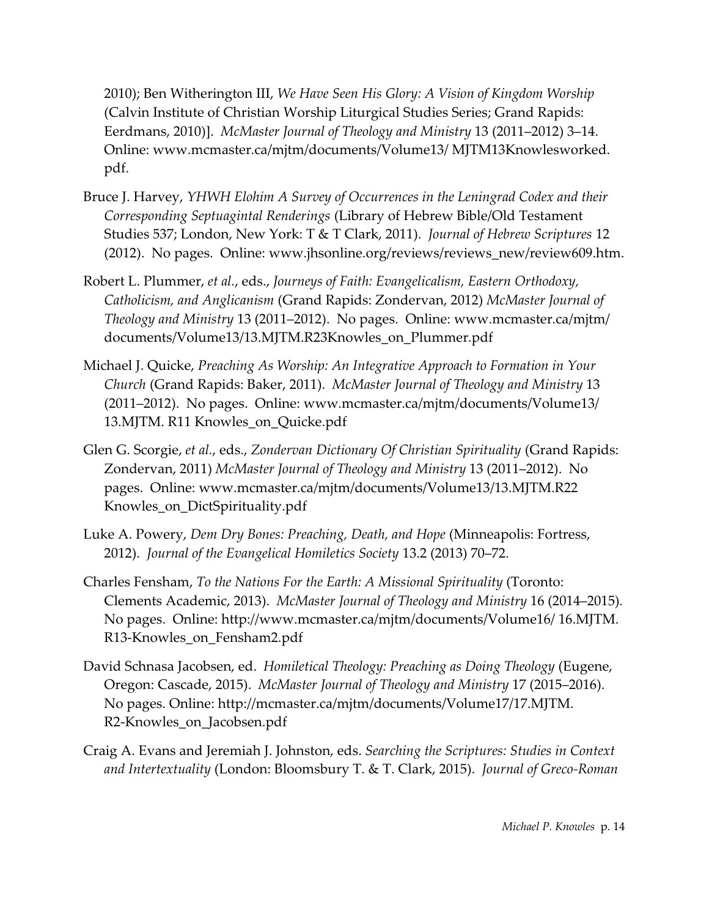2010); Ben Witherington III, *We Have Seen His Glory: A Vision of Kingdom Worship* (Calvin Institute of Christian Worship Liturgical Studies Series; Grand Rapids: Eerdmans, 2010)]. *McMaster Journal of Theology and Ministry* 13 (2011–2012) 3–14. Online: www.mcmaster.ca/mjtm/documents/Volume13/ MJTM13Knowlesworked.pdf.

Bruce J. Harvey, *YHWH Elohim A Survey of Occurrences in the Leningrad Codex and their Corresponding Septuagintal Renderings* (Library of Hebrew Bible/Old Testament Studies 537; London, New York: T & T Clark, 2011). *Journal of Hebrew Scriptures* 12 (2012). No pages. Online: www.jhsonline.org/reviews/reviews_new/review609.htm.

Robert L. Plummer, *et al.*, eds., *Journeys of Faith: Evangelicalism, Eastern Orthodoxy, Catholicism, and Anglicanism* (Grand Rapids: Zondervan, 2012) *McMaster Journal of Theology and Ministry* 13 (2011–2012). No pages. Online: www.mcmaster.ca/mjtm/ documents/Volume13/13.MJTM.R23Knowles_on_Plummer.pdf

Michael J. Quicke, *Preaching As Worship: An Integrative Approach to Formation in Your Church* (Grand Rapids: Baker, 2011). *McMaster Journal of Theology and Ministry* 13 (2011–2012). No pages. Online: www.mcmaster.ca/mjtm/documents/Volume13/ 13.MJTM. R11 Knowles_on_Quicke.pdf

Glen G. Scorgie, *et al.*, eds., *Zondervan Dictionary Of Christian Spirituality* (Grand Rapids: Zondervan, 2011) *McMaster Journal of Theology and Ministry* 13 (2011–2012). No pages. Online: www.mcmaster.ca/mjtm/documents/Volume13/13.MJTM.R22 Knowles_on_DictSpirituality.pdf

Luke A. Powery, *Dem Dry Bones: Preaching, Death, and Hope* (Minneapolis: Fortress, 2012). *Journal of the Evangelical Homiletics Society* 13.2 (2013) 70–72.

Charles Fensham, *To the Nations For the Earth: A Missional Spirituality* (Toronto: Clements Academic, 2013). *McMaster Journal of Theology and Ministry* 16 (2014–2015). No pages. Online: http://www.mcmaster.ca/mjtm/documents/Volume16/ 16.MJTM. R13-Knowles_on_Fensham2.pdf

David Schnasa Jacobsen, ed. *Homiletical Theology: Preaching as Doing Theology* (Eugene, Oregon: Cascade, 2015). *McMaster Journal of Theology and Ministry* 17 (2015–2016). No pages. Online: http://mcmaster.ca/mjtm/documents/Volume17/17.MJTM. R2-Knowles_on_Jacobsen.pdf

Craig A. Evans and Jeremiah J. Johnston, eds. *Searching the Scriptures: Studies in Context and Intertextuality* (London: Bloomsbury T. & T. Clark, 2015). *Journal of Greco-Roman*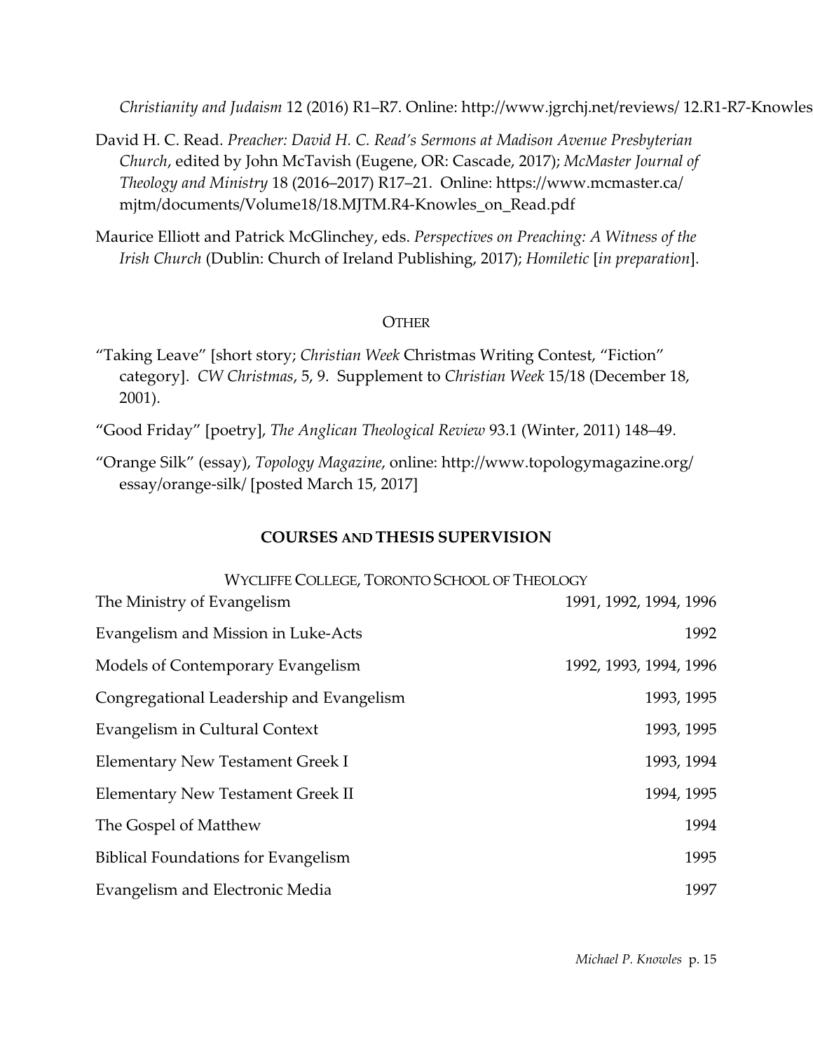*Christianity and Judaism* 12 (2016) R1–R7. Online: http://www.jgrchj.net/reviews/ 12.R1-R7-Knowles

David H. C. Read. *Preacher: David H. C. Read's Sermons at Madison Avenue Presbyterian Church*, edited by John McTavish (Eugene, OR: Cascade, 2017); *McMaster Journal of Theology and Ministry* 18 (2016–2017) R17–21. Online: https://www.mcmaster.ca/ mjtm/documents/Volume18/18.MJTM.R4-Knowles_on_Read.pdf

Maurice Elliott and Patrick McGlinchey, eds. *Perspectives on Preaching: A Witness of the Irish Church* (Dublin: Church of Ireland Publishing, 2017); *Homiletic* [*in preparation*].

### OTHER

"Taking Leave" [short story; *Christian Week* Christmas Writing Contest, "Fiction" category]. *CW Christmas*, 5, 9. Supplement to *Christian Week* 15/18 (December 18, 2001).

"Good Friday" [poetry], *The Anglican Theological Review* 93.1 (Winter, 2011) 148–49.

"Orange Silk" (essay), *Topology Magazine*, online: http://www.topologymagazine.org/ essay/orange-silk/ [posted March 15, 2017]

## COURSES AND THESIS SUPERVISION

### WYCLIFFE COLLEGE, TORONTO SCHOOL OF THEOLOGY

| Course | Years |
|---|---|
| The Ministry of Evangelism | 1991, 1992, 1994, 1996 |
| Evangelism and Mission in Luke-Acts | 1992 |
| Models of Contemporary Evangelism | 1992, 1993, 1994, 1996 |
| Congregational Leadership and Evangelism | 1993, 1995 |
| Evangelism in Cultural Context | 1993, 1995 |
| Elementary New Testament Greek I | 1993, 1994 |
| Elementary New Testament Greek II | 1994, 1995 |
| The Gospel of Matthew | 1994 |
| Biblical Foundations for Evangelism | 1995 |
| Evangelism and Electronic Media | 1997 |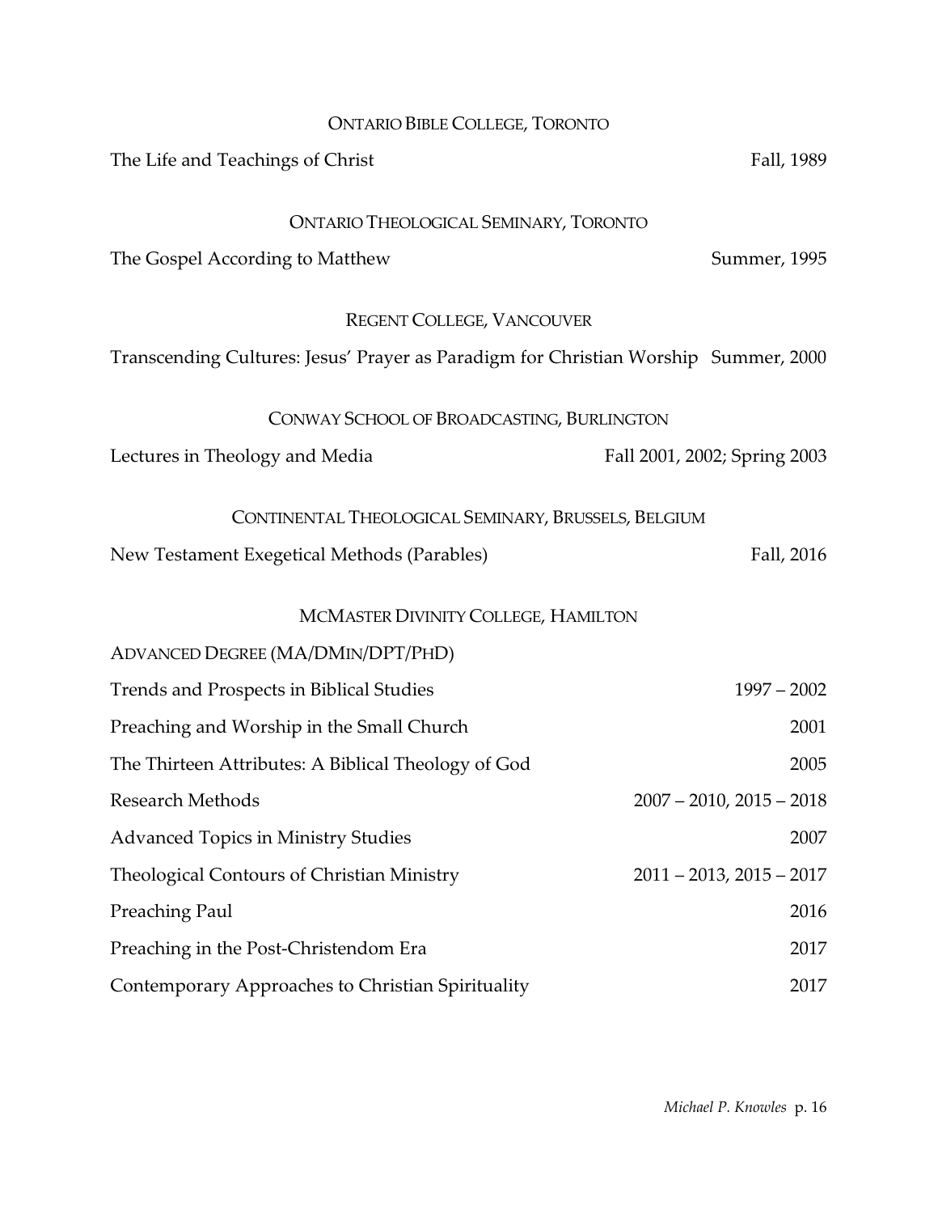### Ontario Bible College, Toronto

| | |
|---|---|
| The Life and Teachings of Christ | Fall, 1989 |

### Ontario Theological Seminary, Toronto

| | |
|---|---|
| The Gospel According to Matthew | Summer, 1995 |

### Regent College, Vancouver

| | |
|---|---|
| Transcending Cultures: Jesus' Prayer as Paradigm for Christian Worship | Summer, 2000 |

### Conway School of Broadcasting, Burlington

| | |
|---|---|
| Lectures in Theology and Media | Fall 2001, 2002; Spring 2003 |

### Continental Theological Seminary, Brussels, Belgium

| | |
|---|---|
| New Testament Exegetical Methods (Parables) | Fall, 2016 |

### McMaster Divinity College, Hamilton

Advanced Degree (MA/DMin/DPT/PhD)

| | |
|---|---|
| Trends and Prospects in Biblical Studies | 1997 – 2002 |
| Preaching and Worship in the Small Church | 2001 |
| The Thirteen Attributes: A Biblical Theology of God | 2005 |
| Research Methods | 2007 – 2010, 2015 – 2018 |
| Advanced Topics in Ministry Studies | 2007 |
| Theological Contours of Christian Ministry | 2011 – 2013, 2015 – 2017 |
| Preaching Paul | 2016 |
| Preaching in the Post-Christendom Era | 2017 |
| Contemporary Approaches to Christian Spirituality | 2017 |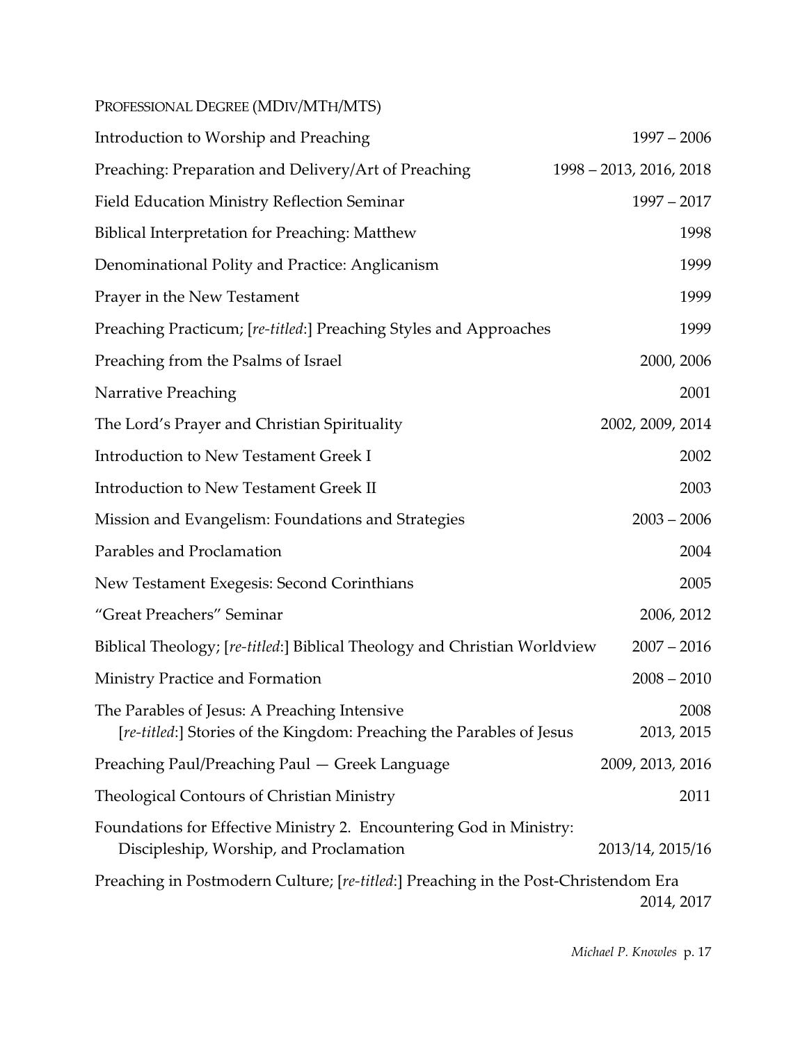PROFESSIONAL DEGREE (MDIV/MTH/MTS)

| | |
|---|---|
| Introduction to Worship and Preaching | 1997 – 2006 |
| Preaching: Preparation and Delivery/Art of Preaching | 1998 – 2013, 2016, 2018 |
| Field Education Ministry Reflection Seminar | 1997 – 2017 |
| Biblical Interpretation for Preaching: Matthew | 1998 |
| Denominational Polity and Practice: Anglicanism | 1999 |
| Prayer in the New Testament | 1999 |
| Preaching Practicum; [*re-titled*:] Preaching Styles and Approaches | 1999 |
| Preaching from the Psalms of Israel | 2000, 2006 |
| Narrative Preaching | 2001 |
| The Lord's Prayer and Christian Spirituality | 2002, 2009, 2014 |
| Introduction to New Testament Greek I | 2002 |
| Introduction to New Testament Greek II | 2003 |
| Mission and Evangelism: Foundations and Strategies | 2003 – 2006 |
| Parables and Proclamation | 2004 |
| New Testament Exegesis: Second Corinthians | 2005 |
| "Great Preachers" Seminar | 2006, 2012 |
| Biblical Theology; [*re-titled*:] Biblical Theology and Christian Worldview | 2007 – 2016 |
| Ministry Practice and Formation | 2008 – 2010 |
| The Parables of Jesus: A Preaching Intensive | 2008 |
| [*re-titled*:] Stories of the Kingdom: Preaching the Parables of Jesus | 2013, 2015 |
| Preaching Paul/Preaching Paul — Greek Language | 2009, 2013, 2016 |
| Theological Contours of Christian Ministry | 2011 |
| Foundations for Effective Ministry 2. Encountering God in Ministry: Discipleship, Worship, and Proclamation | 2013/14, 2015/16 |
| Preaching in Postmodern Culture; [*re-titled*:] Preaching in the Post-Christendom Era | 2014, 2017 |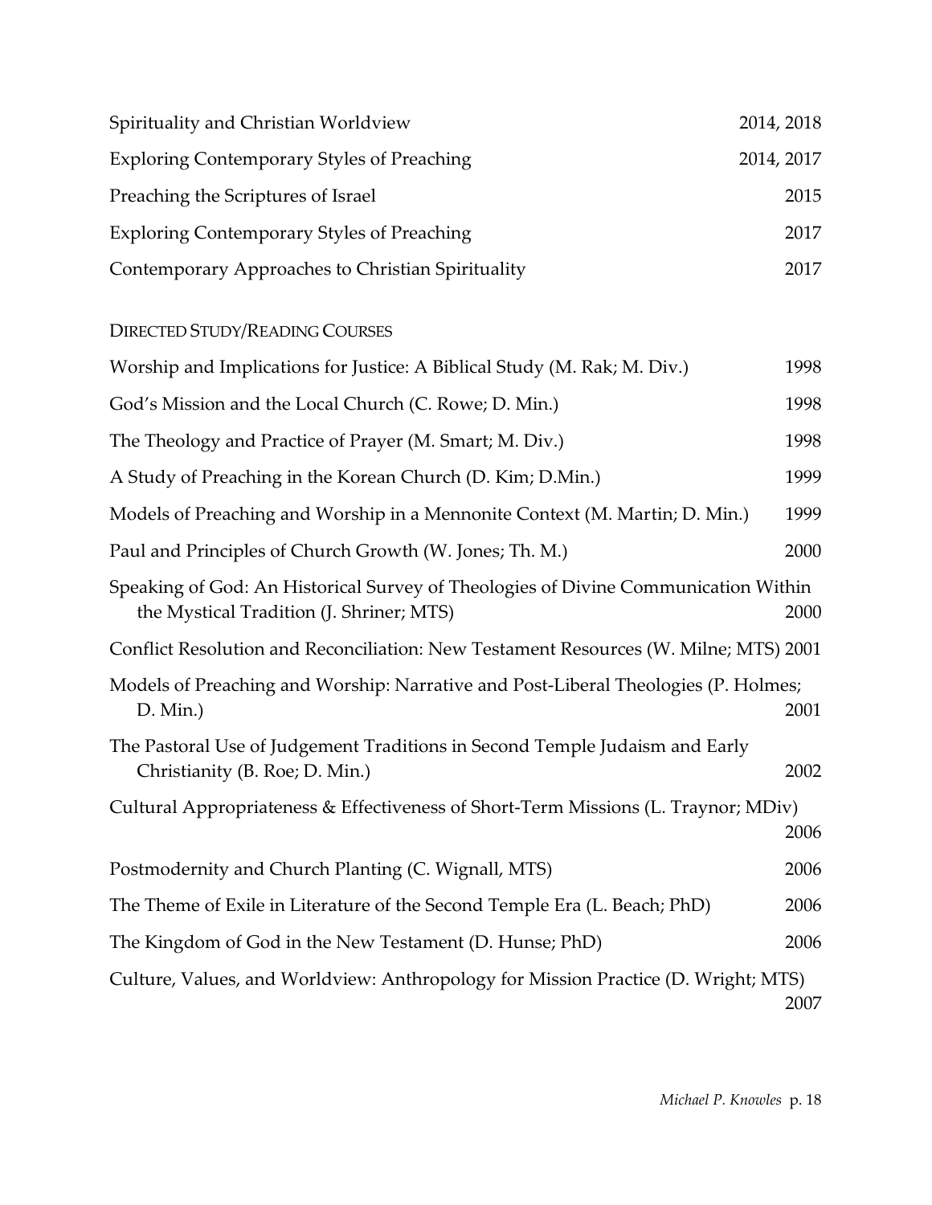Spirituality and Christian Worldview 2014, 2018

Exploring Contemporary Styles of Preaching 2014, 2017

Preaching the Scriptures of Israel 2015

Exploring Contemporary Styles of Preaching 2017

Contemporary Approaches to Christian Spirituality 2017

DIRECTED STUDY/READING COURSES

Worship and Implications for Justice: A Biblical Study (M. Rak; M. Div.) 1998

God's Mission and the Local Church (C. Rowe; D. Min.) 1998

The Theology and Practice of Prayer (M. Smart; M. Div.) 1998

A Study of Preaching in the Korean Church (D. Kim; D.Min.) 1999

Models of Preaching and Worship in a Mennonite Context (M. Martin; D. Min.) 1999

Paul and Principles of Church Growth (W. Jones; Th. M.) 2000

Speaking of God: An Historical Survey of Theologies of Divine Communication Within the Mystical Tradition (J. Shriner; MTS) 2000

Conflict Resolution and Reconciliation: New Testament Resources (W. Milne; MTS) 2001

Models of Preaching and Worship: Narrative and Post-Liberal Theologies (P. Holmes; D. Min.) 2001

The Pastoral Use of Judgement Traditions in Second Temple Judaism and Early Christianity (B. Roe; D. Min.) 2002

Cultural Appropriateness & Effectiveness of Short-Term Missions (L. Traynor; MDiv) 2006

Postmodernity and Church Planting (C. Wignall, MTS) 2006

The Theme of Exile in Literature of the Second Temple Era (L. Beach; PhD) 2006

The Kingdom of God in the New Testament (D. Hunse; PhD) 2006

Culture, Values, and Worldview: Anthropology for Mission Practice (D. Wright; MTS) 2007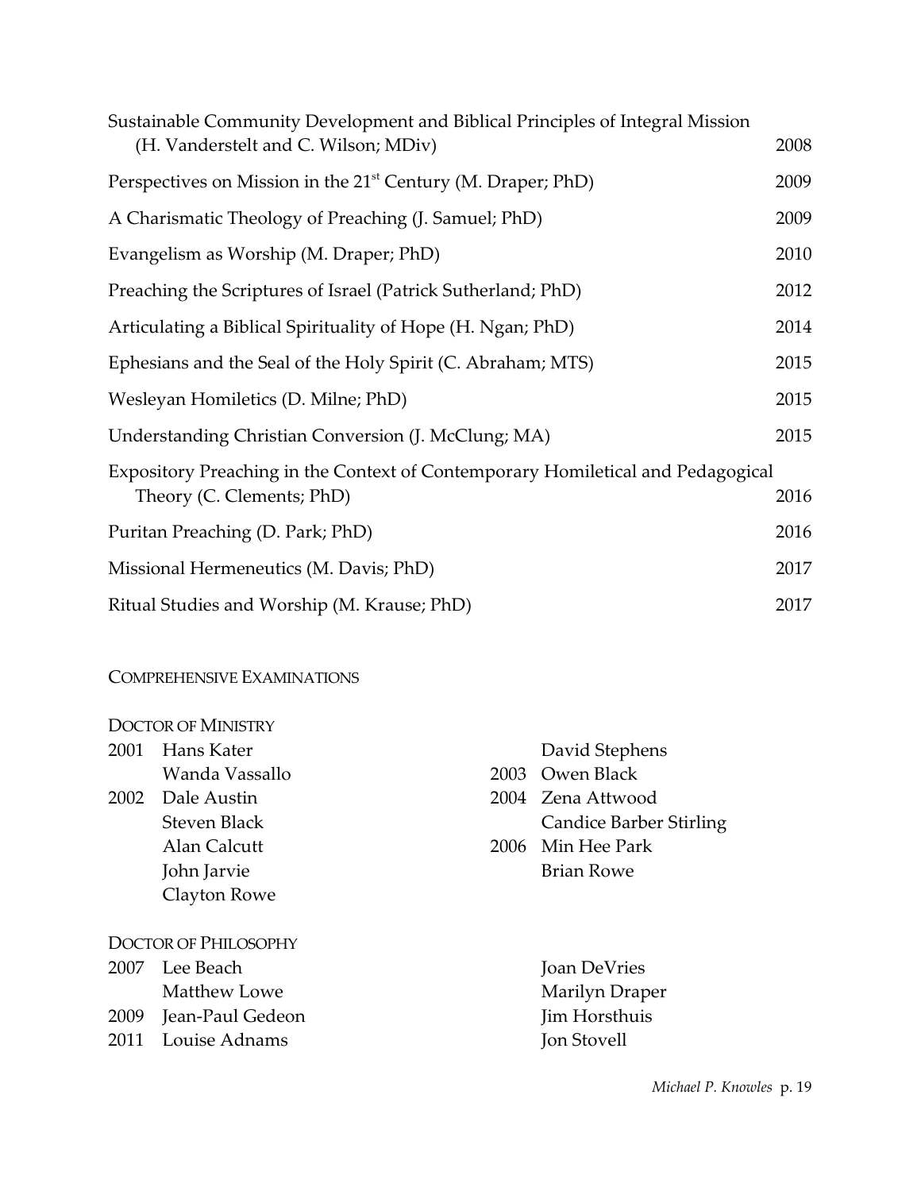Sustainable Community Development and Biblical Principles of Integral Mission (H. Vanderstelt and C. Wilson; MDiv) 2008

Perspectives on Mission in the 21st Century (M. Draper; PhD) 2009

A Charismatic Theology of Preaching (J. Samuel; PhD) 2009

Evangelism as Worship (M. Draper; PhD) 2010

Preaching the Scriptures of Israel (Patrick Sutherland; PhD) 2012

Articulating a Biblical Spirituality of Hope (H. Ngan; PhD) 2014

Ephesians and the Seal of the Holy Spirit (C. Abraham; MTS) 2015

Wesleyan Homiletics (D. Milne; PhD) 2015

Understanding Christian Conversion (J. McClung; MA) 2015

Expository Preaching in the Context of Contemporary Homiletical and Pedagogical Theory (C. Clements; PhD) 2016

Puritan Preaching (D. Park; PhD) 2016

Missional Hermeneutics (M. Davis; PhD) 2017

Ritual Studies and Worship (M. Krause; PhD) 2017

## COMPREHENSIVE EXAMINATIONS

### DOCTOR OF MINISTRY

2001 Hans Kater
Wanda Vassallo

2002 Dale Austin
Steven Black
Alan Calcutt
John Jarvie
Clayton Rowe
David Stephens

2003 Owen Black

2004 Zena Attwood
Candice Barber Stirling

2006 Min Hee Park
Brian Rowe

### DOCTOR OF PHILOSOPHY

2007 Lee Beach
Matthew Lowe

2009 Jean-Paul Gedeon

2011 Louise Adnams
Joan DeVries
Marilyn Draper
Jim Horsthuis
Jon Stovell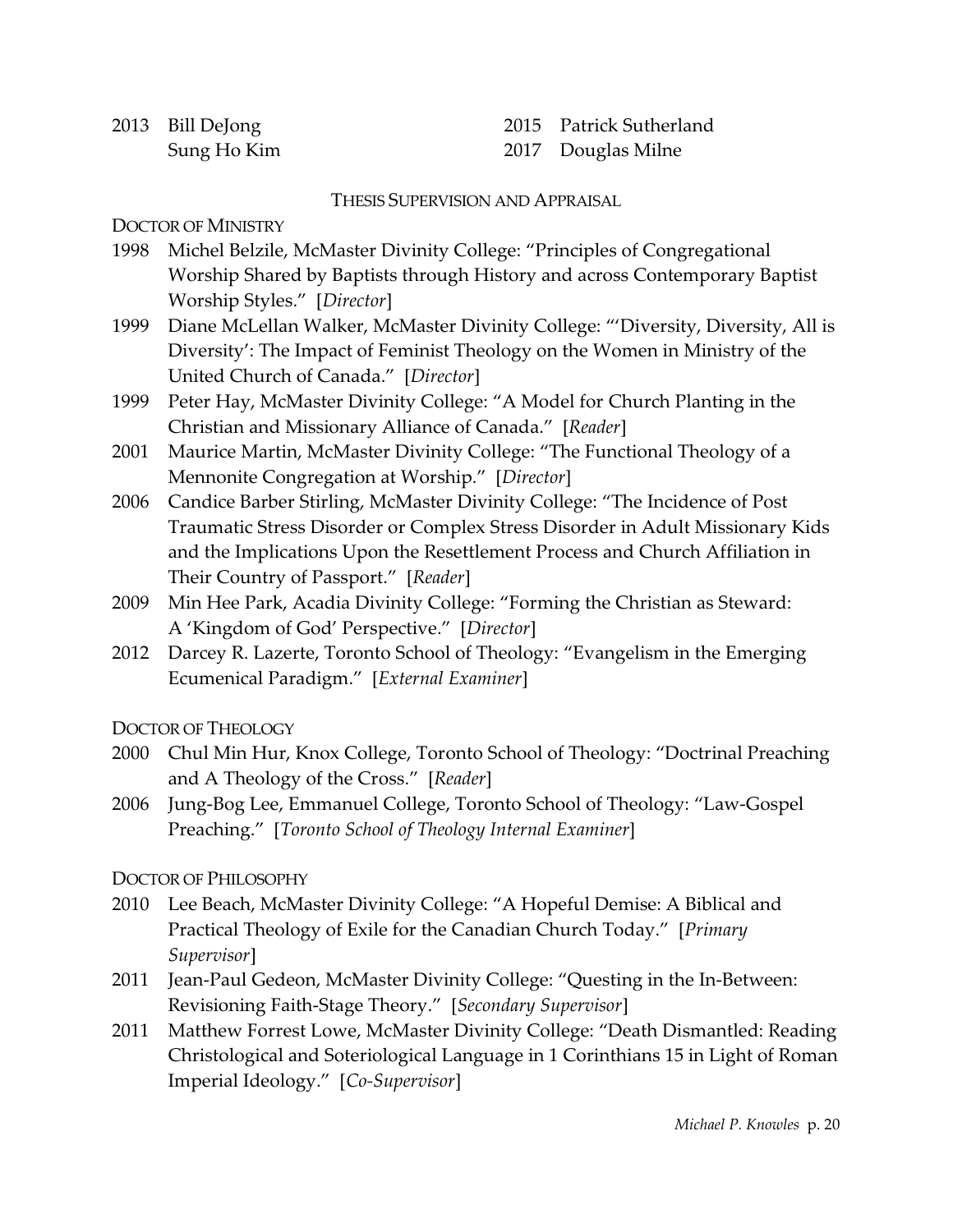2013 Bill DeJong
Sung Ho Kim

2015 Patrick Sutherland
2017 Douglas Milne

## THESIS SUPERVISION AND APPRAISAL

### DOCTOR OF MINISTRY

1998 Michel Belzile, McMaster Divinity College: "Principles of Congregational Worship Shared by Baptists through History and across Contemporary Baptist Worship Styles." [*Director*]

1999 Diane McLellan Walker, McMaster Divinity College: "'Diversity, Diversity, All is Diversity': The Impact of Feminist Theology on the Women in Ministry of the United Church of Canada." [*Director*]

1999 Peter Hay, McMaster Divinity College: "A Model for Church Planting in the Christian and Missionary Alliance of Canada." [*Reader*]

2001 Maurice Martin, McMaster Divinity College: "The Functional Theology of a Mennonite Congregation at Worship." [*Director*]

2006 Candice Barber Stirling, McMaster Divinity College: "The Incidence of Post Traumatic Stress Disorder or Complex Stress Disorder in Adult Missionary Kids and the Implications Upon the Resettlement Process and Church Affiliation in Their Country of Passport." [*Reader*]

2009 Min Hee Park, Acadia Divinity College: "Forming the Christian as Steward: A 'Kingdom of God' Perspective." [*Director*]

2012 Darcey R. Lazerte, Toronto School of Theology: "Evangelism in the Emerging Ecumenical Paradigm." [*External Examiner*]

### DOCTOR OF THEOLOGY

2000 Chul Min Hur, Knox College, Toronto School of Theology: "Doctrinal Preaching and A Theology of the Cross." [*Reader*]

2006 Jung-Bog Lee, Emmanuel College, Toronto School of Theology: "Law-Gospel Preaching." [*Toronto School of Theology Internal Examiner*]

### DOCTOR OF PHILOSOPHY

2010 Lee Beach, McMaster Divinity College: "A Hopeful Demise: A Biblical and Practical Theology of Exile for the Canadian Church Today." [*Primary Supervisor*]

2011 Jean-Paul Gedeon, McMaster Divinity College: "Questing in the In-Between: Revisioning Faith-Stage Theory." [*Secondary Supervisor*]

2011 Matthew Forrest Lowe, McMaster Divinity College: "Death Dismantled: Reading Christological and Soteriological Language in 1 Corinthians 15 in Light of Roman Imperial Ideology." [*Co-Supervisor*]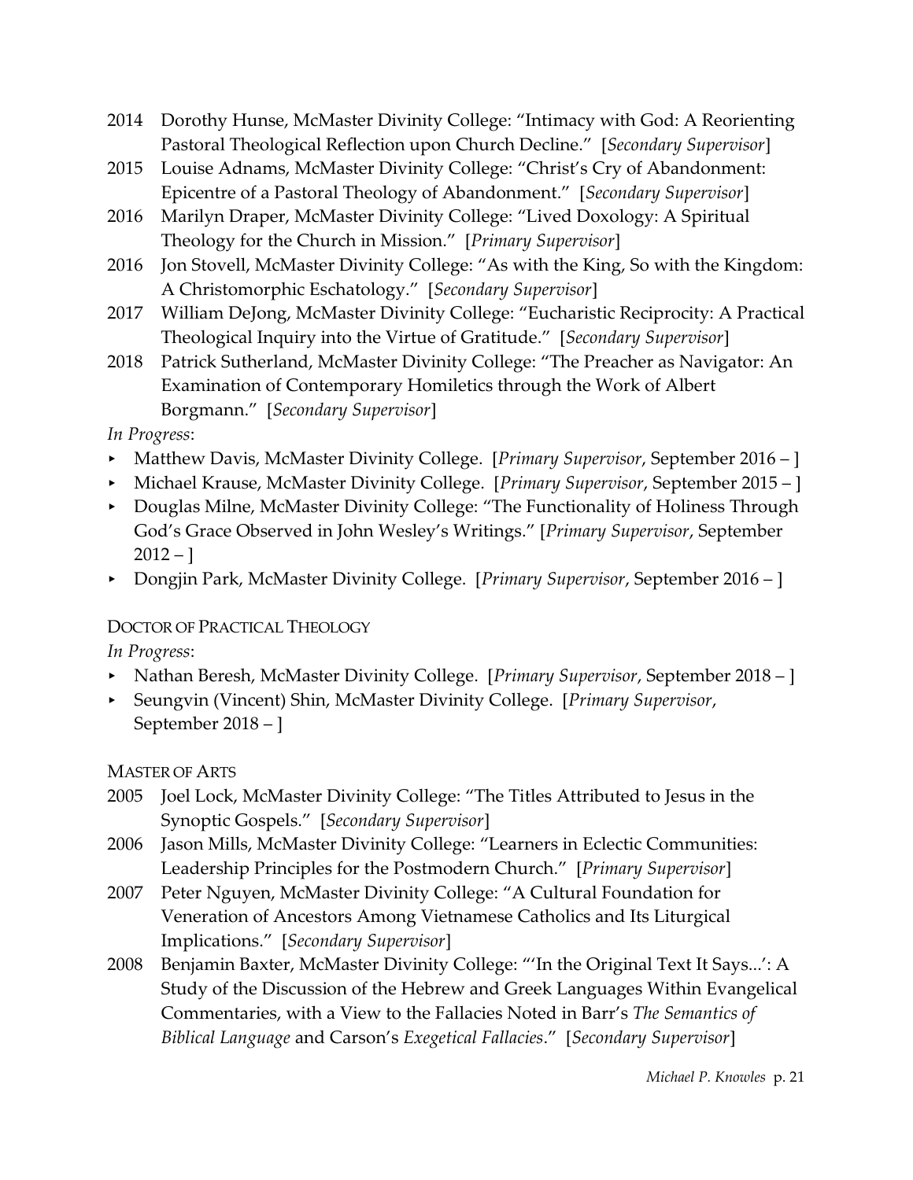2014 Dorothy Hunse, McMaster Divinity College: "Intimacy with God: A Reorienting Pastoral Theological Reflection upon Church Decline." [*Secondary Supervisor*]

2015 Louise Adnams, McMaster Divinity College: "Christ's Cry of Abandonment: Epicentre of a Pastoral Theology of Abandonment." [*Secondary Supervisor*]

2016 Marilyn Draper, McMaster Divinity College: "Lived Doxology: A Spiritual Theology for the Church in Mission." [*Primary Supervisor*]

2016 Jon Stovell, McMaster Divinity College: "As with the King, So with the Kingdom: A Christomorphic Eschatology." [*Secondary Supervisor*]

2017 William DeJong, McMaster Divinity College: "Eucharistic Reciprocity: A Practical Theological Inquiry into the Virtue of Gratitude." [*Secondary Supervisor*]

2018 Patrick Sutherland, McMaster Divinity College: "The Preacher as Navigator: An Examination of Contemporary Homiletics through the Work of Albert Borgmann." [*Secondary Supervisor*]

*In Progress*:

- Matthew Davis, McMaster Divinity College. [*Primary Supervisor*, September 2016 – ]
- Michael Krause, McMaster Divinity College. [*Primary Supervisor*, September 2015 – ]
- Douglas Milne, McMaster Divinity College: "The Functionality of Holiness Through God's Grace Observed in John Wesley's Writings." [*Primary Supervisor*, September 2012 – ]
- Dongjin Park, McMaster Divinity College. [*Primary Supervisor*, September 2016 – ]

DOCTOR OF PRACTICAL THEOLOGY

*In Progress*:

- Nathan Beresh, McMaster Divinity College. [*Primary Supervisor*, September 2018 – ]
- Seungvin (Vincent) Shin, McMaster Divinity College. [*Primary Supervisor*, September 2018 – ]

MASTER OF ARTS

2005 Joel Lock, McMaster Divinity College: "The Titles Attributed to Jesus in the Synoptic Gospels." [*Secondary Supervisor*]

2006 Jason Mills, McMaster Divinity College: "Learners in Eclectic Communities: Leadership Principles for the Postmodern Church." [*Primary Supervisor*]

2007 Peter Nguyen, McMaster Divinity College: "A Cultural Foundation for Veneration of Ancestors Among Vietnamese Catholics and Its Liturgical Implications." [*Secondary Supervisor*]

2008 Benjamin Baxter, McMaster Divinity College: "'In the Original Text It Says...': A Study of the Discussion of the Hebrew and Greek Languages Within Evangelical Commentaries, with a View to the Fallacies Noted in Barr's *The Semantics of Biblical Language* and Carson's *Exegetical Fallacies*." [*Secondary Supervisor*]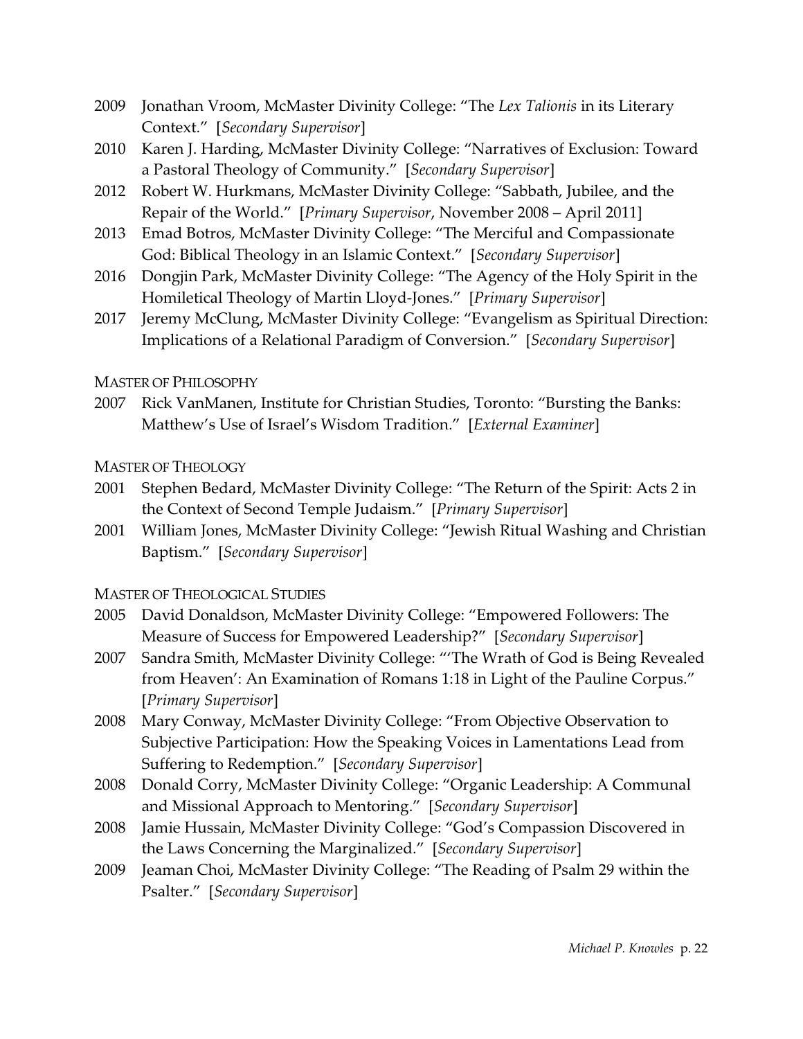2009 Jonathan Vroom, McMaster Divinity College: "The *Lex Talionis* in its Literary Context." [*Secondary Supervisor*]

2010 Karen J. Harding, McMaster Divinity College: "Narratives of Exclusion: Toward a Pastoral Theology of Community." [*Secondary Supervisor*]

2012 Robert W. Hurkmans, McMaster Divinity College: "Sabbath, Jubilee, and the Repair of the World." [*Primary Supervisor*, November 2008 – April 2011]

2013 Emad Botros, McMaster Divinity College: "The Merciful and Compassionate God: Biblical Theology in an Islamic Context." [*Secondary Supervisor*]

2016 Dongjin Park, McMaster Divinity College: "The Agency of the Holy Spirit in the Homiletical Theology of Martin Lloyd-Jones." [*Primary Supervisor*]

2017 Jeremy McClung, McMaster Divinity College: "Evangelism as Spiritual Direction: Implications of a Relational Paradigm of Conversion." [*Secondary Supervisor*]

MASTER OF PHILOSOPHY

2007 Rick VanManen, Institute for Christian Studies, Toronto: "Bursting the Banks: Matthew's Use of Israel's Wisdom Tradition." [*External Examiner*]

MASTER OF THEOLOGY

2001 Stephen Bedard, McMaster Divinity College: "The Return of the Spirit: Acts 2 in the Context of Second Temple Judaism." [*Primary Supervisor*]

2001 William Jones, McMaster Divinity College: "Jewish Ritual Washing and Christian Baptism." [*Secondary Supervisor*]

MASTER OF THEOLOGICAL STUDIES

2005 David Donaldson, McMaster Divinity College: "Empowered Followers: The Measure of Success for Empowered Leadership?" [*Secondary Supervisor*]

2007 Sandra Smith, McMaster Divinity College: "'The Wrath of God is Being Revealed from Heaven': An Examination of Romans 1:18 in Light of the Pauline Corpus." [*Primary Supervisor*]

2008 Mary Conway, McMaster Divinity College: "From Objective Observation to Subjective Participation: How the Speaking Voices in Lamentations Lead from Suffering to Redemption." [*Secondary Supervisor*]

2008 Donald Corry, McMaster Divinity College: "Organic Leadership: A Communal and Missional Approach to Mentoring." [*Secondary Supervisor*]

2008 Jamie Hussain, McMaster Divinity College: "God's Compassion Discovered in the Laws Concerning the Marginalized." [*Secondary Supervisor*]

2009 Jeaman Choi, McMaster Divinity College: "The Reading of Psalm 29 within the Psalter." [*Secondary Supervisor*]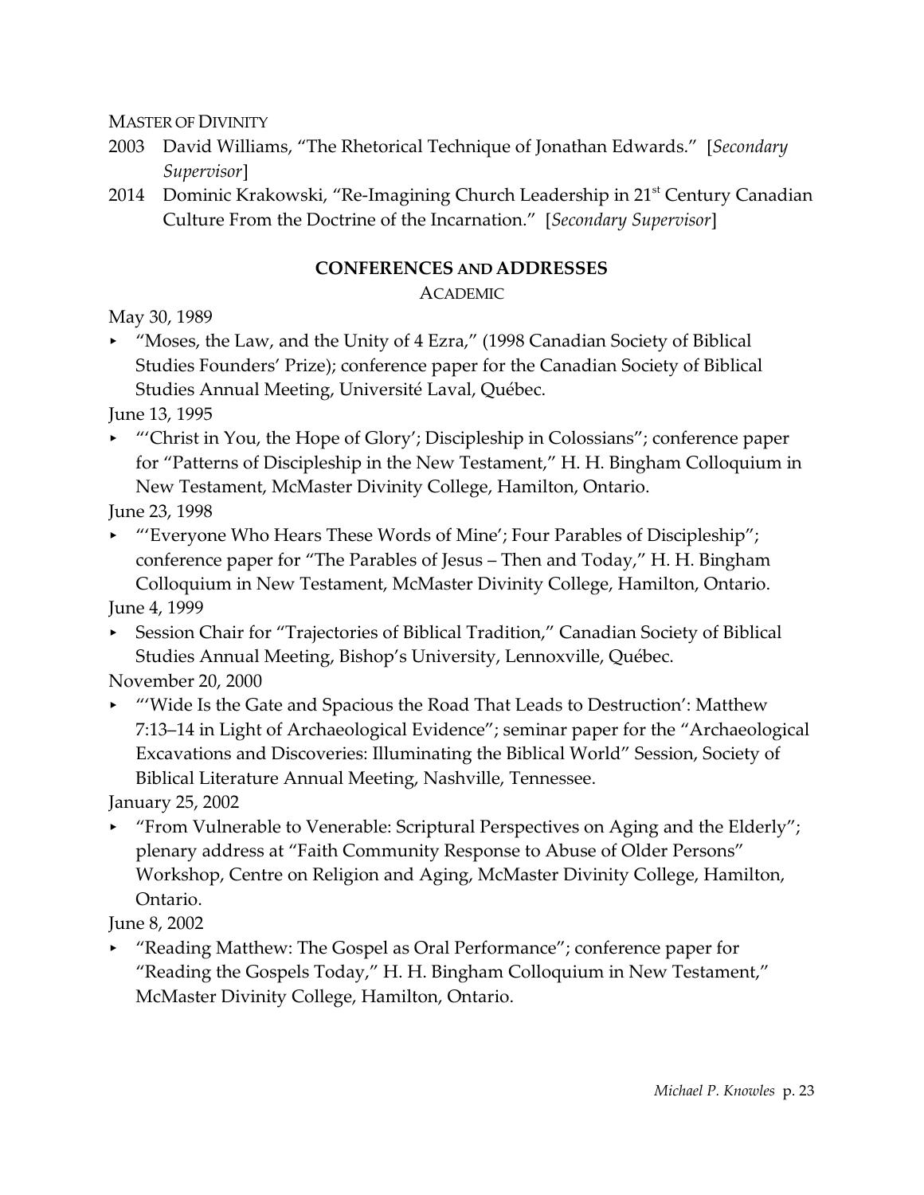Master of Divinity

2003 David Williams, "The Rhetorical Technique of Jonathan Edwards." [*Secondary Supervisor*]

2014 Dominic Krakowski, "Re-Imagining Church Leadership in 21st Century Canadian Culture From the Doctrine of the Incarnation." [*Secondary Supervisor*]

## CONFERENCES AND ADDRESSES

### Academic

May 30, 1989

- "Moses, the Law, and the Unity of 4 Ezra," (1998 Canadian Society of Biblical Studies Founders' Prize); conference paper for the Canadian Society of Biblical Studies Annual Meeting, Université Laval, Québec.

June 13, 1995

- "'Christ in You, the Hope of Glory'; Discipleship in Colossians"; conference paper for "Patterns of Discipleship in the New Testament," H. H. Bingham Colloquium in New Testament, McMaster Divinity College, Hamilton, Ontario.

June 23, 1998

- "'Everyone Who Hears These Words of Mine'; Four Parables of Discipleship"; conference paper for "The Parables of Jesus – Then and Today," H. H. Bingham Colloquium in New Testament, McMaster Divinity College, Hamilton, Ontario.

June 4, 1999

- Session Chair for "Trajectories of Biblical Tradition," Canadian Society of Biblical Studies Annual Meeting, Bishop's University, Lennoxville, Québec.

November 20, 2000

- "'Wide Is the Gate and Spacious the Road That Leads to Destruction': Matthew 7:13–14 in Light of Archaeological Evidence"; seminar paper for the "Archaeological Excavations and Discoveries: Illuminating the Biblical World" Session, Society of Biblical Literature Annual Meeting, Nashville, Tennessee.

January 25, 2002

- "From Vulnerable to Venerable: Scriptural Perspectives on Aging and the Elderly"; plenary address at "Faith Community Response to Abuse of Older Persons" Workshop, Centre on Religion and Aging, McMaster Divinity College, Hamilton, Ontario.

June 8, 2002

- "Reading Matthew: The Gospel as Oral Performance"; conference paper for "Reading the Gospels Today," H. H. Bingham Colloquium in New Testament," McMaster Divinity College, Hamilton, Ontario.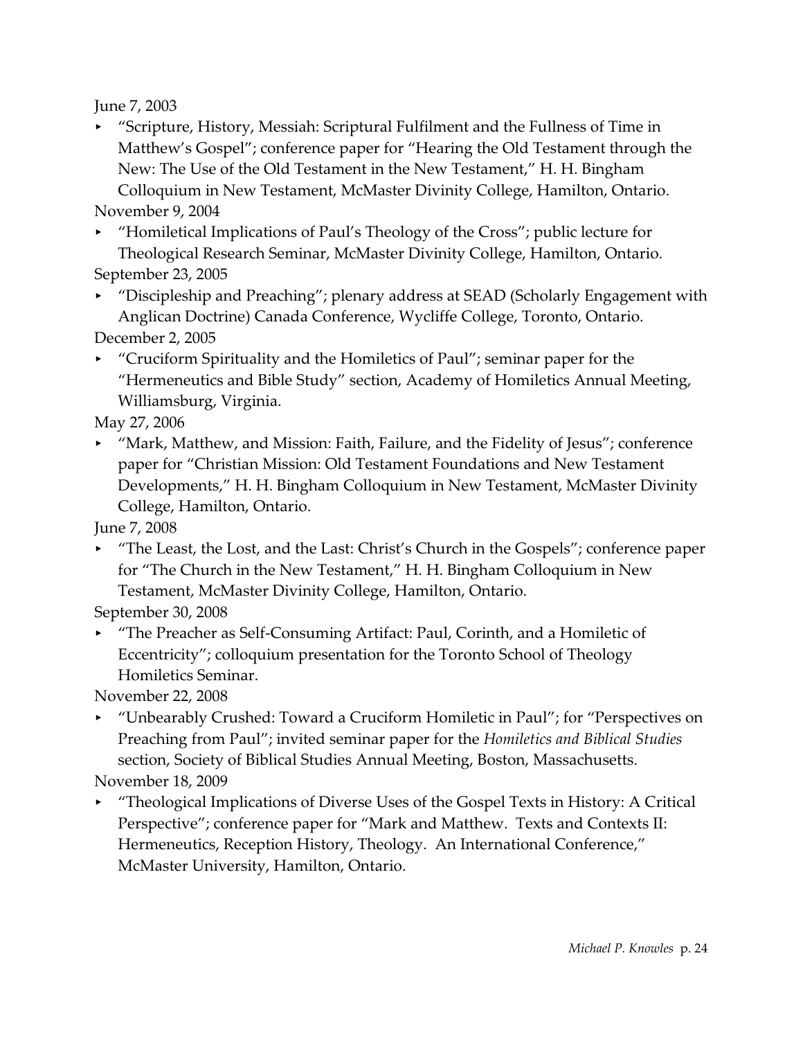June 7, 2003

- "Scripture, History, Messiah: Scriptural Fulfilment and the Fullness of Time in Matthew's Gospel"; conference paper for "Hearing the Old Testament through the New: The Use of the Old Testament in the New Testament," H. H. Bingham Colloquium in New Testament, McMaster Divinity College, Hamilton, Ontario.

November 9, 2004

- "Homiletical Implications of Paul's Theology of the Cross"; public lecture for Theological Research Seminar, McMaster Divinity College, Hamilton, Ontario.

September 23, 2005

- "Discipleship and Preaching"; plenary address at SEAD (Scholarly Engagement with Anglican Doctrine) Canada Conference, Wycliffe College, Toronto, Ontario.

December 2, 2005

- "Cruciform Spirituality and the Homiletics of Paul"; seminar paper for the "Hermeneutics and Bible Study" section, Academy of Homiletics Annual Meeting, Williamsburg, Virginia.

May 27, 2006

- "Mark, Matthew, and Mission: Faith, Failure, and the Fidelity of Jesus"; conference paper for "Christian Mission: Old Testament Foundations and New Testament Developments," H. H. Bingham Colloquium in New Testament, McMaster Divinity College, Hamilton, Ontario.

June 7, 2008

- "The Least, the Lost, and the Last: Christ's Church in the Gospels"; conference paper for "The Church in the New Testament," H. H. Bingham Colloquium in New Testament, McMaster Divinity College, Hamilton, Ontario.

September 30, 2008

- "The Preacher as Self-Consuming Artifact: Paul, Corinth, and a Homiletic of Eccentricity"; colloquium presentation for the Toronto School of Theology Homiletics Seminar.

November 22, 2008

- "Unbearably Crushed: Toward a Cruciform Homiletic in Paul"; for "Perspectives on Preaching from Paul"; invited seminar paper for the *Homiletics and Biblical Studies* section, Society of Biblical Studies Annual Meeting, Boston, Massachusetts.

November 18, 2009

- "Theological Implications of Diverse Uses of the Gospel Texts in History: A Critical Perspective"; conference paper for "Mark and Matthew. Texts and Contexts II: Hermeneutics, Reception History, Theology. An International Conference," McMaster University, Hamilton, Ontario.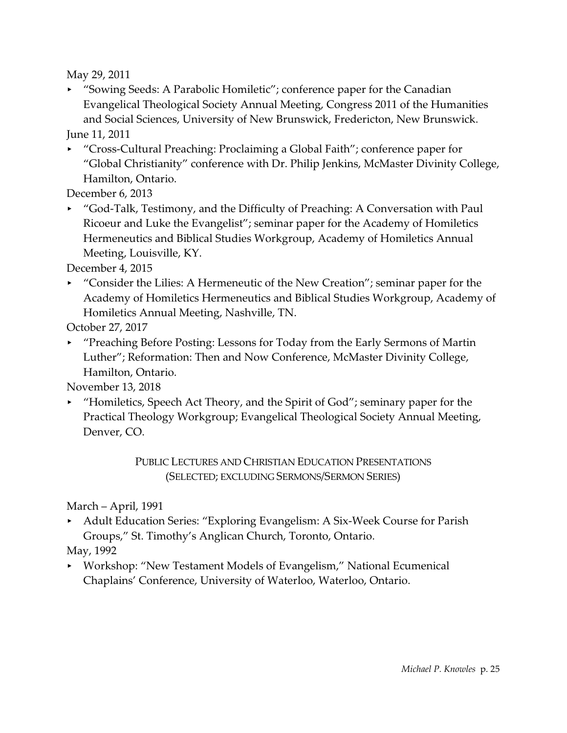May 29, 2011

- "Sowing Seeds: A Parabolic Homiletic"; conference paper for the Canadian Evangelical Theological Society Annual Meeting, Congress 2011 of the Humanities and Social Sciences, University of New Brunswick, Fredericton, New Brunswick.

June 11, 2011

- "Cross-Cultural Preaching: Proclaiming a Global Faith"; conference paper for "Global Christianity" conference with Dr. Philip Jenkins, McMaster Divinity College, Hamilton, Ontario.

December 6, 2013

- "God-Talk, Testimony, and the Difficulty of Preaching: A Conversation with Paul Ricoeur and Luke the Evangelist"; seminar paper for the Academy of Homiletics Hermeneutics and Biblical Studies Workgroup, Academy of Homiletics Annual Meeting, Louisville, KY.

December 4, 2015

- "Consider the Lilies: A Hermeneutic of the New Creation"; seminar paper for the Academy of Homiletics Hermeneutics and Biblical Studies Workgroup, Academy of Homiletics Annual Meeting, Nashville, TN.

October 27, 2017

- "Preaching Before Posting: Lessons for Today from the Early Sermons of Martin Luther"; Reformation: Then and Now Conference, McMaster Divinity College, Hamilton, Ontario.

November 13, 2018

- "Homiletics, Speech Act Theory, and the Spirit of God"; seminary paper for the Practical Theology Workgroup; Evangelical Theological Society Annual Meeting, Denver, CO.

## Public Lectures and Christian Education Presentations (Selected; excluding Sermons/Sermon Series)

March – April, 1991

- Adult Education Series: "Exploring Evangelism: A Six-Week Course for Parish Groups," St. Timothy's Anglican Church, Toronto, Ontario.

May, 1992

- Workshop: "New Testament Models of Evangelism," National Ecumenical Chaplains' Conference, University of Waterloo, Waterloo, Ontario.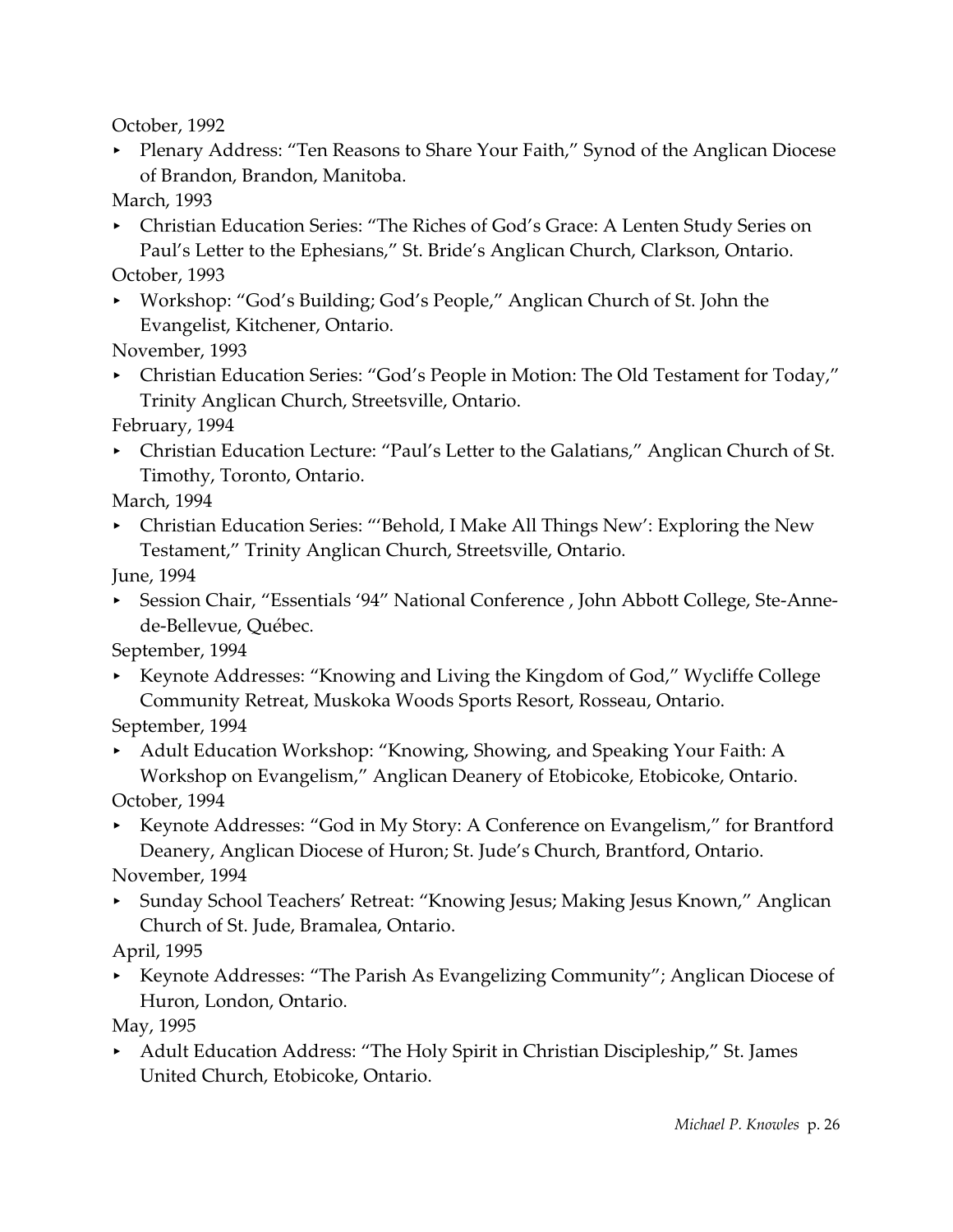October, 1992

- Plenary Address: “Ten Reasons to Share Your Faith,” Synod of the Anglican Diocese of Brandon, Brandon, Manitoba.

March, 1993

- Christian Education Series: “The Riches of God’s Grace: A Lenten Study Series on Paul’s Letter to the Ephesians,” St. Bride’s Anglican Church, Clarkson, Ontario.

October, 1993

- Workshop: “God’s Building; God’s People,” Anglican Church of St. John the Evangelist, Kitchener, Ontario.

November, 1993

- Christian Education Series: “God’s People in Motion: The Old Testament for Today,” Trinity Anglican Church, Streetsville, Ontario.

February, 1994

- Christian Education Lecture: “Paul’s Letter to the Galatians,” Anglican Church of St. Timothy, Toronto, Ontario.

March, 1994

- Christian Education Series: “‘Behold, I Make All Things New’: Exploring the New Testament,” Trinity Anglican Church, Streetsville, Ontario.

June, 1994

- Session Chair, “Essentials ‘94” National Conference , John Abbott College, Ste-Anne-de-Bellevue, Québec.

September, 1994

- Keynote Addresses: “Knowing and Living the Kingdom of God,” Wycliffe College Community Retreat, Muskoka Woods Sports Resort, Rosseau, Ontario.

September, 1994

- Adult Education Workshop: “Knowing, Showing, and Speaking Your Faith: A Workshop on Evangelism,” Anglican Deanery of Etobicoke, Etobicoke, Ontario.

October, 1994

- Keynote Addresses: “God in My Story: A Conference on Evangelism,” for Brantford Deanery, Anglican Diocese of Huron; St. Jude’s Church, Brantford, Ontario.

November, 1994

- Sunday School Teachers’ Retreat: “Knowing Jesus; Making Jesus Known,” Anglican Church of St. Jude, Bramalea, Ontario.

April, 1995

- Keynote Addresses: “The Parish As Evangelizing Community”; Anglican Diocese of Huron, London, Ontario.

May, 1995

- Adult Education Address: “The Holy Spirit in Christian Discipleship,” St. James United Church, Etobicoke, Ontario.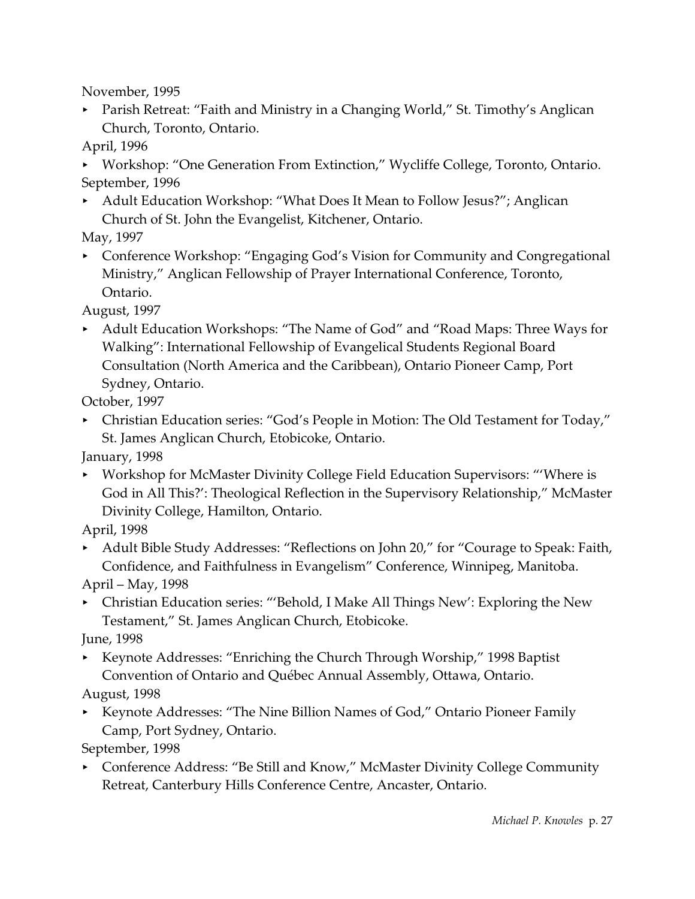November, 1995

- Parish Retreat: “Faith and Ministry in a Changing World,” St. Timothy’s Anglican Church, Toronto, Ontario.

April, 1996

- Workshop: “One Generation From Extinction,” Wycliffe College, Toronto, Ontario.

September, 1996

- Adult Education Workshop: “What Does It Mean to Follow Jesus?”; Anglican Church of St. John the Evangelist, Kitchener, Ontario.

May, 1997

- Conference Workshop: “Engaging God’s Vision for Community and Congregational Ministry,” Anglican Fellowship of Prayer International Conference, Toronto, Ontario.

August, 1997

- Adult Education Workshops: “The Name of God” and “Road Maps: Three Ways for Walking”: International Fellowship of Evangelical Students Regional Board Consultation (North America and the Caribbean), Ontario Pioneer Camp, Port Sydney, Ontario.

October, 1997

- Christian Education series: “God’s People in Motion: The Old Testament for Today,” St. James Anglican Church, Etobicoke, Ontario.

January, 1998

- Workshop for McMaster Divinity College Field Education Supervisors: “‘Where is God in All This?’: Theological Reflection in the Supervisory Relationship,” McMaster Divinity College, Hamilton, Ontario.

April, 1998

- Adult Bible Study Addresses: “Reflections on John 20,” for “Courage to Speak: Faith, Confidence, and Faithfulness in Evangelism” Conference, Winnipeg, Manitoba.

April – May, 1998

- Christian Education series: “‘Behold, I Make All Things New’: Exploring the New Testament,” St. James Anglican Church, Etobicoke.

June, 1998

- Keynote Addresses: “Enriching the Church Through Worship,” 1998 Baptist Convention of Ontario and Québec Annual Assembly, Ottawa, Ontario.

August, 1998

- Keynote Addresses: “The Nine Billion Names of God,” Ontario Pioneer Family Camp, Port Sydney, Ontario.

September, 1998

- Conference Address: “Be Still and Know,” McMaster Divinity College Community Retreat, Canterbury Hills Conference Centre, Ancaster, Ontario.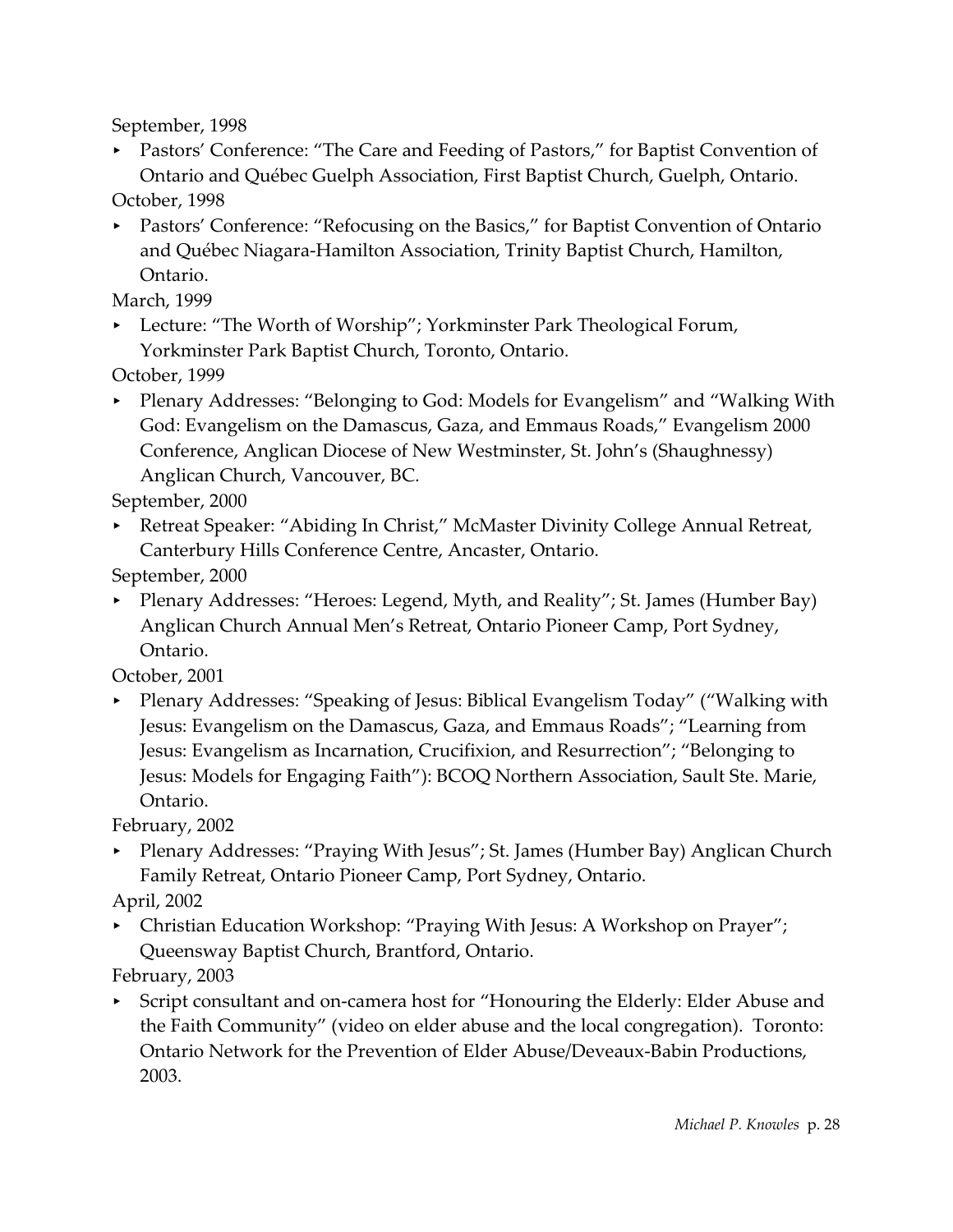September, 1998

- Pastors' Conference: "The Care and Feeding of Pastors," for Baptist Convention of Ontario and Québec Guelph Association, First Baptist Church, Guelph, Ontario.

October, 1998

- Pastors' Conference: "Refocusing on the Basics," for Baptist Convention of Ontario and Québec Niagara-Hamilton Association, Trinity Baptist Church, Hamilton, Ontario.

March, 1999

- Lecture: "The Worth of Worship"; Yorkminster Park Theological Forum, Yorkminster Park Baptist Church, Toronto, Ontario.

October, 1999

- Plenary Addresses: "Belonging to God: Models for Evangelism" and "Walking With God: Evangelism on the Damascus, Gaza, and Emmaus Roads," Evangelism 2000 Conference, Anglican Diocese of New Westminster, St. John's (Shaughnessy) Anglican Church, Vancouver, BC.

September, 2000

- Retreat Speaker: "Abiding In Christ," McMaster Divinity College Annual Retreat, Canterbury Hills Conference Centre, Ancaster, Ontario.

September, 2000

- Plenary Addresses: "Heroes: Legend, Myth, and Reality"; St. James (Humber Bay) Anglican Church Annual Men's Retreat, Ontario Pioneer Camp, Port Sydney, Ontario.

October, 2001

- Plenary Addresses: "Speaking of Jesus: Biblical Evangelism Today" ("Walking with Jesus: Evangelism on the Damascus, Gaza, and Emmaus Roads"; "Learning from Jesus: Evangelism as Incarnation, Crucifixion, and Resurrection"; "Belonging to Jesus: Models for Engaging Faith"): BCOQ Northern Association, Sault Ste. Marie, Ontario.

February, 2002

- Plenary Addresses: "Praying With Jesus"; St. James (Humber Bay) Anglican Church Family Retreat, Ontario Pioneer Camp, Port Sydney, Ontario.

April, 2002

- Christian Education Workshop: "Praying With Jesus: A Workshop on Prayer"; Queensway Baptist Church, Brantford, Ontario.

February, 2003

- Script consultant and on-camera host for "Honouring the Elderly: Elder Abuse and the Faith Community" (video on elder abuse and the local congregation). Toronto: Ontario Network for the Prevention of Elder Abuse/Deveaux-Babin Productions, 2003.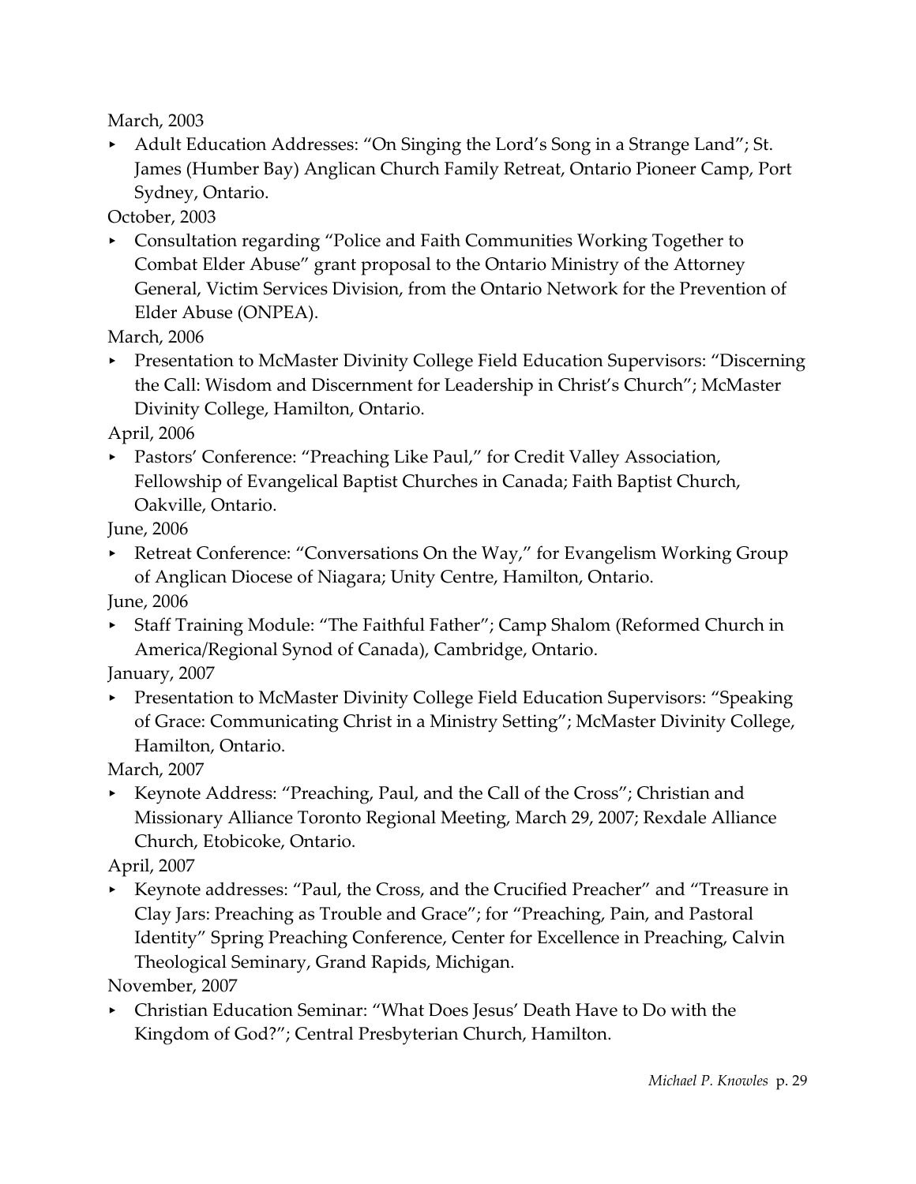March, 2003

- Adult Education Addresses: "On Singing the Lord's Song in a Strange Land"; St. James (Humber Bay) Anglican Church Family Retreat, Ontario Pioneer Camp, Port Sydney, Ontario.

October, 2003

- Consultation regarding "Police and Faith Communities Working Together to Combat Elder Abuse" grant proposal to the Ontario Ministry of the Attorney General, Victim Services Division, from the Ontario Network for the Prevention of Elder Abuse (ONPEA).

March, 2006

- Presentation to McMaster Divinity College Field Education Supervisors: "Discerning the Call: Wisdom and Discernment for Leadership in Christ's Church"; McMaster Divinity College, Hamilton, Ontario.

April, 2006

- Pastors' Conference: "Preaching Like Paul," for Credit Valley Association, Fellowship of Evangelical Baptist Churches in Canada; Faith Baptist Church, Oakville, Ontario.

June, 2006

- Retreat Conference: "Conversations On the Way," for Evangelism Working Group of Anglican Diocese of Niagara; Unity Centre, Hamilton, Ontario.

June, 2006

- Staff Training Module: "The Faithful Father"; Camp Shalom (Reformed Church in America/Regional Synod of Canada), Cambridge, Ontario.

January, 2007

- Presentation to McMaster Divinity College Field Education Supervisors: "Speaking of Grace: Communicating Christ in a Ministry Setting"; McMaster Divinity College, Hamilton, Ontario.

March, 2007

- Keynote Address: "Preaching, Paul, and the Call of the Cross"; Christian and Missionary Alliance Toronto Regional Meeting, March 29, 2007; Rexdale Alliance Church, Etobicoke, Ontario.

April, 2007

- Keynote addresses: "Paul, the Cross, and the Crucified Preacher" and "Treasure in Clay Jars: Preaching as Trouble and Grace"; for "Preaching, Pain, and Pastoral Identity" Spring Preaching Conference, Center for Excellence in Preaching, Calvin Theological Seminary, Grand Rapids, Michigan.

November, 2007

- Christian Education Seminar: "What Does Jesus' Death Have to Do with the Kingdom of God?"; Central Presbyterian Church, Hamilton.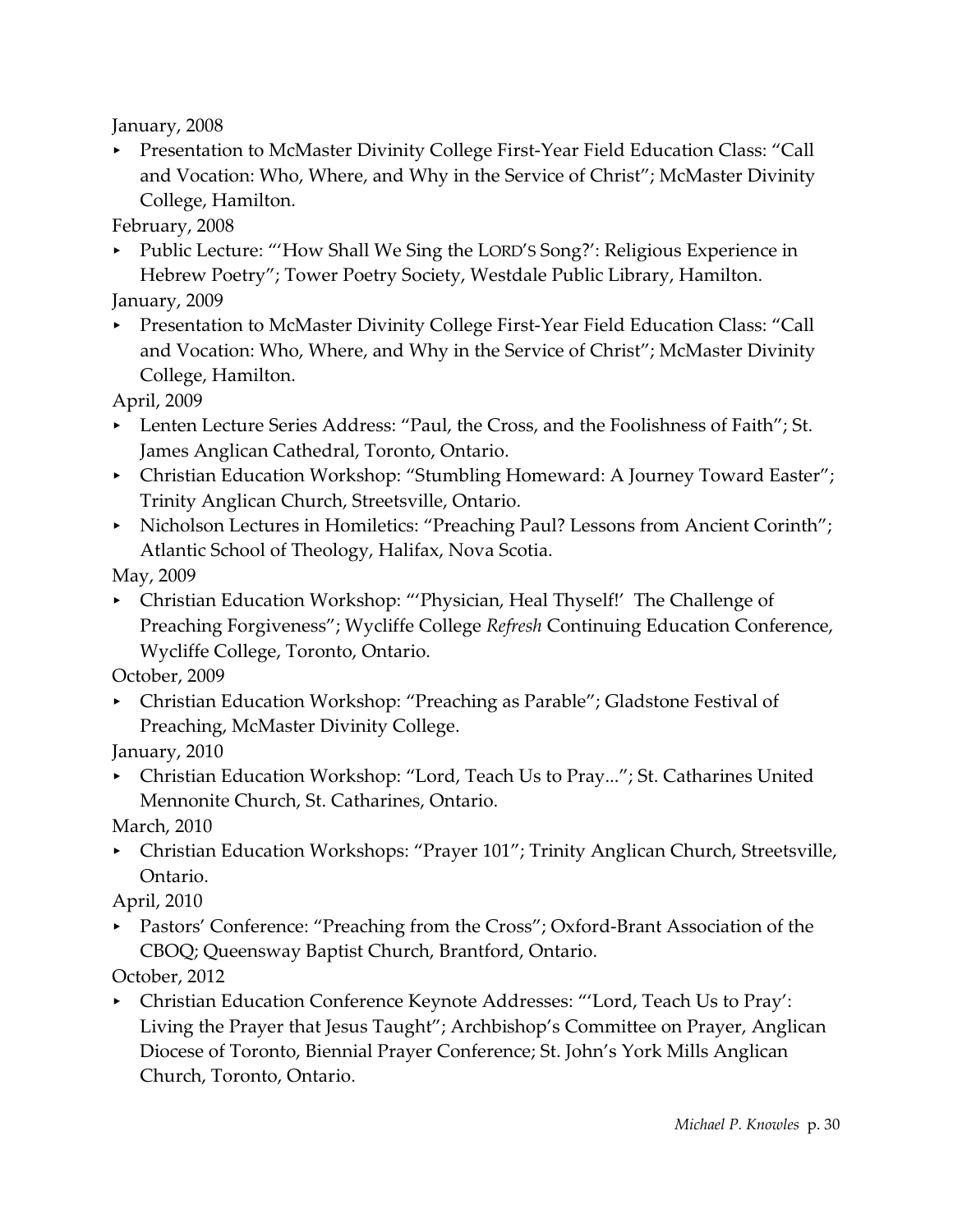January, 2008

- Presentation to McMaster Divinity College First-Year Field Education Class: "Call and Vocation: Who, Where, and Why in the Service of Christ"; McMaster Divinity College, Hamilton.

February, 2008

- Public Lecture: "'How Shall We Sing the LORD'S Song?': Religious Experience in Hebrew Poetry"; Tower Poetry Society, Westdale Public Library, Hamilton.

January, 2009

- Presentation to McMaster Divinity College First-Year Field Education Class: "Call and Vocation: Who, Where, and Why in the Service of Christ"; McMaster Divinity College, Hamilton.

April, 2009

- Lenten Lecture Series Address: "Paul, the Cross, and the Foolishness of Faith"; St. James Anglican Cathedral, Toronto, Ontario.
- Christian Education Workshop: "Stumbling Homeward: A Journey Toward Easter"; Trinity Anglican Church, Streetsville, Ontario.
- Nicholson Lectures in Homiletics: "Preaching Paul? Lessons from Ancient Corinth"; Atlantic School of Theology, Halifax, Nova Scotia.

May, 2009

- Christian Education Workshop: "'Physician, Heal Thyself!' The Challenge of Preaching Forgiveness"; Wycliffe College *Refresh* Continuing Education Conference, Wycliffe College, Toronto, Ontario.

October, 2009

- Christian Education Workshop: "Preaching as Parable"; Gladstone Festival of Preaching, McMaster Divinity College.

January, 2010

- Christian Education Workshop: "Lord, Teach Us to Pray..."; St. Catharines United Mennonite Church, St. Catharines, Ontario.

March, 2010

- Christian Education Workshops: "Prayer 101"; Trinity Anglican Church, Streetsville, Ontario.

April, 2010

- Pastors' Conference: "Preaching from the Cross"; Oxford-Brant Association of the CBOQ; Queensway Baptist Church, Brantford, Ontario.

October, 2012

- Christian Education Conference Keynote Addresses: "'Lord, Teach Us to Pray': Living the Prayer that Jesus Taught"; Archbishop's Committee on Prayer, Anglican Diocese of Toronto, Biennial Prayer Conference; St. John's York Mills Anglican Church, Toronto, Ontario.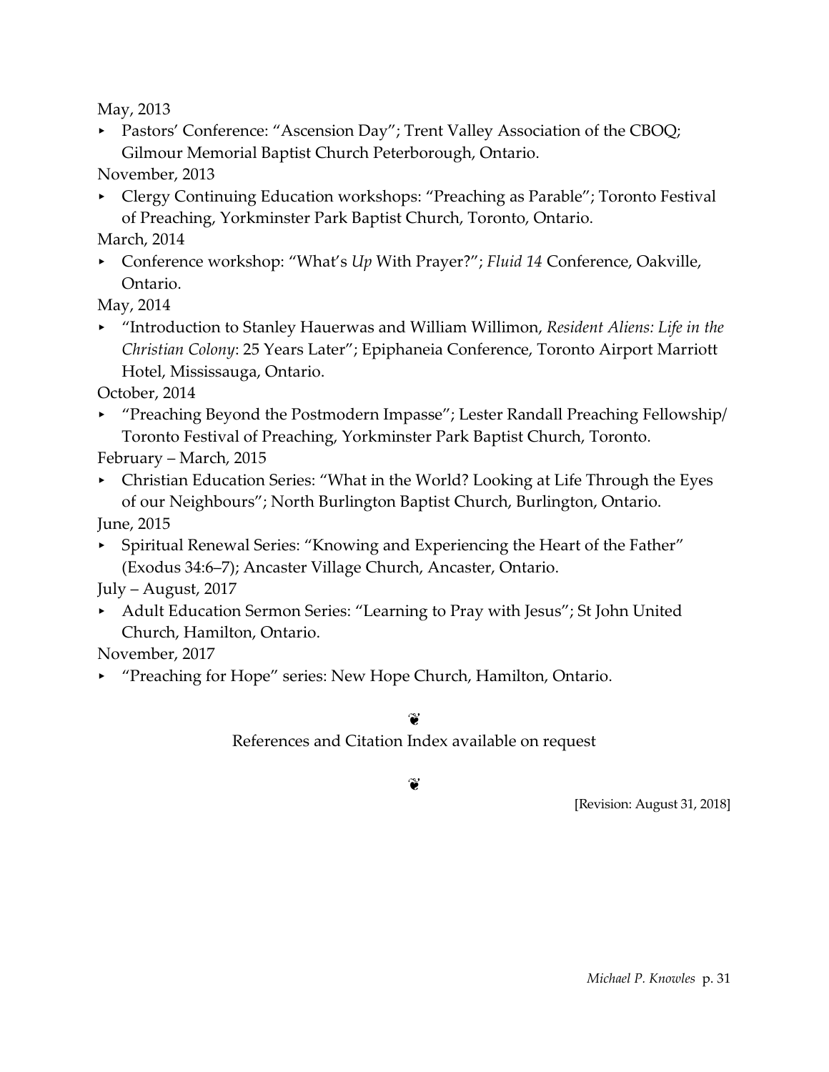May, 2013

- Pastors' Conference: "Ascension Day"; Trent Valley Association of the CBOQ; Gilmour Memorial Baptist Church Peterborough, Ontario.

November, 2013

- Clergy Continuing Education workshops: "Preaching as Parable"; Toronto Festival of Preaching, Yorkminster Park Baptist Church, Toronto, Ontario.

March, 2014

- Conference workshop: "What's *Up* With Prayer?"; *Fluid 14* Conference, Oakville, Ontario.

May, 2014

- "Introduction to Stanley Hauerwas and William Willimon, *Resident Aliens: Life in the Christian Colony*: 25 Years Later"; Epiphaneia Conference, Toronto Airport Marriott Hotel, Mississauga, Ontario.

October, 2014

- "Preaching Beyond the Postmodern Impasse"; Lester Randall Preaching Fellowship/ Toronto Festival of Preaching, Yorkminster Park Baptist Church, Toronto.

February – March, 2015

- Christian Education Series: "What in the World? Looking at Life Through the Eyes of our Neighbours"; North Burlington Baptist Church, Burlington, Ontario.

June, 2015

- Spiritual Renewal Series: "Knowing and Experiencing the Heart of the Father" (Exodus 34:6–7); Ancaster Village Church, Ancaster, Ontario.

July – August, 2017

- Adult Education Sermon Series: "Learning to Pray with Jesus"; St John United Church, Hamilton, Ontario.

November, 2017

- "Preaching for Hope" series: New Hope Church, Hamilton, Ontario.

❦

References and Citation Index available on request

❦

[Revision: August 31, 2018]